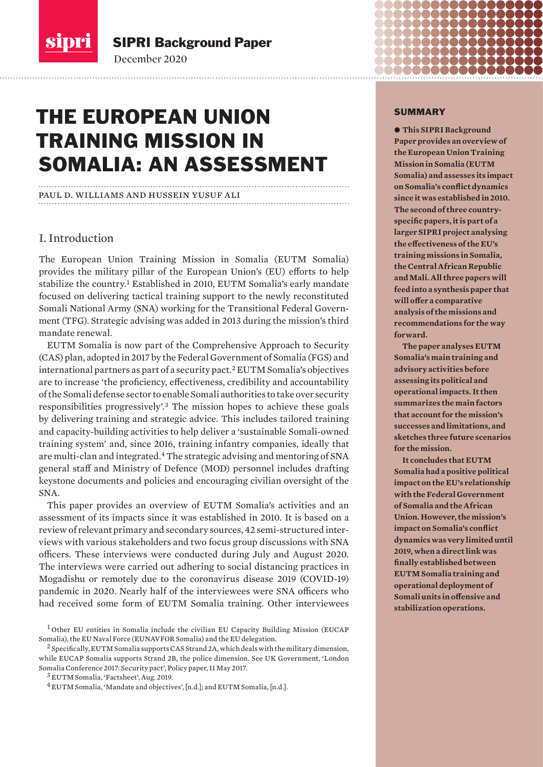SIPRI Background Paper

December 2020

# THE EUROPEAN UNION TRAINING MISSION IN SOMALIA: AN ASSESSMENT

PAUL D. WILLIAMS AND HUSSEIN YUSUF ALI

## SUMMARY

● **This SIPRI Background Paper provides an overview of the European Union Training Mission in Somalia (EUTM Somalia) and assesses its impact on Somalia's conflict dynamics since it was established in 2010. The second of three country-specific papers, it is part of a larger SIPRI project analysing the effectiveness of the EU's training missions in Somalia, the Central African Republic and Mali. All three papers will feed into a synthesis paper that will offer a comparative analysis of the missions and recommendations for the way forward.**

**The paper analyses EUTM Somalia's main training and advisory activities before assessing its political and operational impacts. It then summarizes the main factors that account for the mission's successes and limitations, and sketches three future scenarios for the mission.**

**It concludes that EUTM Somalia had a positive political impact on the EU's relationship with the Federal Government of Somalia and the African Union. However, the mission's impact on Somalia's conflict dynamics was very limited until 2019, when a direct link was finally established between EUTM Somalia training and operational deployment of Somali units in offensive and stabilization operations.**

## I. Introduction

The European Union Training Mission in Somalia (EUTM Somalia) provides the military pillar of the European Union's (EU) efforts to help stabilize the country.[1] Established in 2010, EUTM Somalia's early mandate focused on delivering tactical training support to the newly reconstituted Somali National Army (SNA) working for the Transitional Federal Government (TFG). Strategic advising was added in 2013 during the mission's third mandate renewal.

EUTM Somalia is now part of the Comprehensive Approach to Security (CAS) plan, adopted in 2017 by the Federal Government of Somalia (FGS) and international partners as part of a security pact.[2] EUTM Somalia's objectives are to increase 'the proficiency, effectiveness, credibility and accountability of the Somali defense sector to enable Somali authorities to take over security responsibilities progressively'.[3] The mission hopes to achieve these goals by delivering training and strategic advice. This includes tailored training and capacity-building activities to help deliver a 'sustainable Somali-owned training system' and, since 2016, training infantry companies, ideally that are multi-clan and integrated.[4] The strategic advising and mentoring of SNA general staff and Ministry of Defence (MOD) personnel includes drafting keystone documents and policies and encouraging civilian oversight of the SNA.

This paper provides an overview of EUTM Somalia's activities and an assessment of its impacts since it was established in 2010. It is based on a review of relevant primary and secondary sources, 42 semi-structured interviews with various stakeholders and two focus group discussions with SNA officers. These interviews were conducted during July and August 2020. The interviews were carried out adhering to social distancing practices in Mogadishu or remotely due to the coronavirus disease 2019 (COVID-19) pandemic in 2020. Nearly half of the interviewees were SNA officers who had received some form of EUTM Somalia training. Other interviewees

[1] Other EU entities in Somalia include the civilian EU Capacity Building Mission (EUCAP Somalia), the EU Naval Force (EUNAVFOR Somalia) and the EU delegation.

[2] Specifically, EUTM Somalia supports CAS Strand 2A, which deals with the military dimension, while EUCAP Somalia supports Strand 2B, the police dimension. See UK Government, 'London Somalia Conference 2017: Security pact', Policy paper, 11 May 2017.

[3] EUTM Somalia, 'Factsheet', Aug. 2019.

[4] EUTM Somalia, 'Mandate and objectives', [n.d.]; and EUTM Somalia, [n.d.].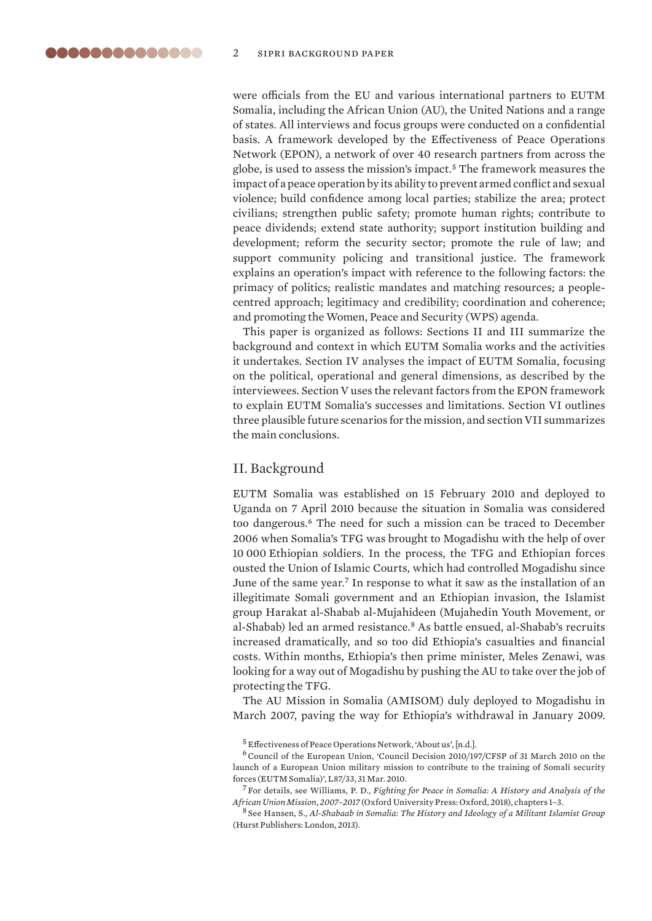were officials from the EU and various international partners to EUTM Somalia, including the African Union (AU), the United Nations and a range of states. All interviews and focus groups were conducted on a confidential basis. A framework developed by the Effectiveness of Peace Operations Network (EPON), a network of over 40 research partners from across the globe, is used to assess the mission's impact.[5] The framework measures the impact of a peace operation by its ability to prevent armed conflict and sexual violence; build confidence among local parties; stabilize the area; protect civilians; strengthen public safety; promote human rights; contribute to peace dividends; extend state authority; support institution building and development; reform the security sector; promote the rule of law; and support community policing and transitional justice. The framework explains an operation's impact with reference to the following factors: the primacy of politics; realistic mandates and matching resources; a people-centred approach; legitimacy and credibility; coordination and coherence; and promoting the Women, Peace and Security (WPS) agenda.

This paper is organized as follows: Sections II and III summarize the background and context in which EUTM Somalia works and the activities it undertakes. Section IV analyses the impact of EUTM Somalia, focusing on the political, operational and general dimensions, as described by the interviewees. Section V uses the relevant factors from the EPON framework to explain EUTM Somalia's successes and limitations. Section VI outlines three plausible future scenarios for the mission, and section VII summarizes the main conclusions.

## II. Background

EUTM Somalia was established on 15 February 2010 and deployed to Uganda on 7 April 2010 because the situation in Somalia was considered too dangerous.[6] The need for such a mission can be traced to December 2006 when Somalia's TFG was brought to Mogadishu with the help of over 10 000 Ethiopian soldiers. In the process, the TFG and Ethiopian forces ousted the Union of Islamic Courts, which had controlled Mogadishu since June of the same year.[7] In response to what it saw as the installation of an illegitimate Somali government and an Ethiopian invasion, the Islamist group Harakat al-Shabab al-Mujahideen (Mujahedin Youth Movement, or al-Shabab) led an armed resistance.[8] As battle ensued, al-Shabab's recruits increased dramatically, and so too did Ethiopia's casualties and financial costs. Within months, Ethiopia's then prime minister, Meles Zenawi, was looking for a way out of Mogadishu by pushing the AU to take over the job of protecting the TFG.

The AU Mission in Somalia (AMISOM) duly deployed to Mogadishu in March 2007, paving the way for Ethiopia's withdrawal in January 2009.

[5] Effectiveness of Peace Operations Network, 'About us', [n.d.].

[6] Council of the European Union, 'Council Decision 2010/197/CFSP of 31 March 2010 on the launch of a European Union military mission to contribute to the training of Somali security forces (EUTM Somalia)', L87/33, 31 Mar. 2010.

[7] For details, see Williams, P. D., *Fighting for Peace in Somalia: A History and Analysis of the African Union Mission, 2007–2017* (Oxford University Press: Oxford, 2018), chapters 1–3.

[8] See Hansen, S., *Al-Shabaab in Somalia: The History and Ideology of a Militant Islamist Group* (Hurst Publishers: London, 2013).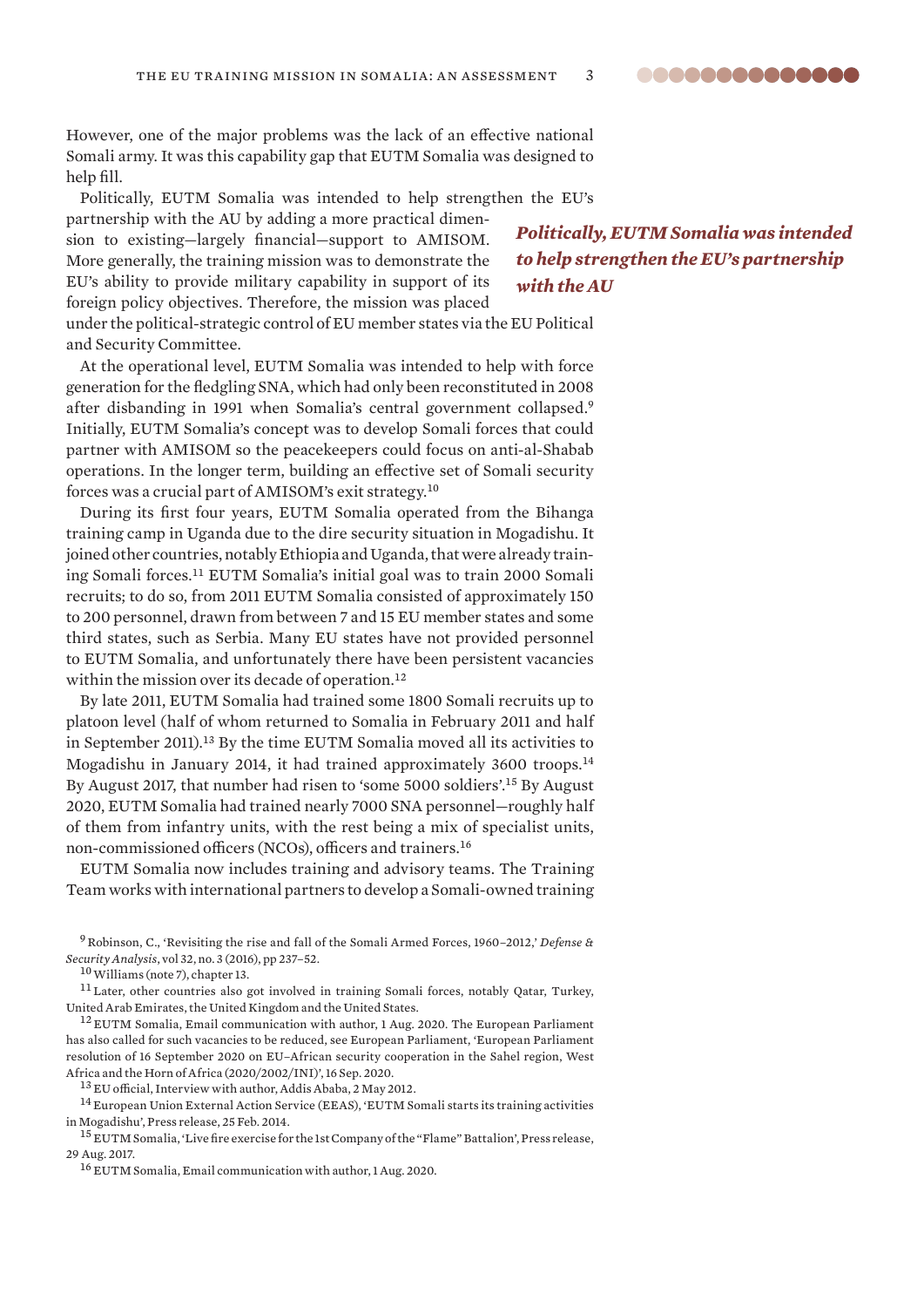However, one of the major problems was the lack of an effective national Somali army. It was this capability gap that EUTM Somalia was designed to help fill.

Politically, EUTM Somalia was intended to help strengthen the EU's partnership with the AU by adding a more practical dimension to existing—largely financial—support to AMISOM. More generally, the training mission was to demonstrate the EU's ability to provide military capability in support of its foreign policy objectives. Therefore, the mission was placed under the political-strategic control of EU member states via the EU Political and Security Committee.

***Politically, EUTM Somalia was intended to help strengthen the EU's partnership with the AU***

At the operational level, EUTM Somalia was intended to help with force generation for the fledgling SNA, which had only been reconstituted in 2008 after disbanding in 1991 when Somalia's central government collapsed.[9] Initially, EUTM Somalia's concept was to develop Somali forces that could partner with AMISOM so the peacekeepers could focus on anti-al-Shabab operations. In the longer term, building an effective set of Somali security forces was a crucial part of AMISOM's exit strategy.[10]

During its first four years, EUTM Somalia operated from the Bihanga training camp in Uganda due to the dire security situation in Mogadishu. It joined other countries, notably Ethiopia and Uganda, that were already training Somali forces.[11] EUTM Somalia's initial goal was to train 2000 Somali recruits; to do so, from 2011 EUTM Somalia consisted of approximately 150 to 200 personnel, drawn from between 7 and 15 EU member states and some third states, such as Serbia. Many EU states have not provided personnel to EUTM Somalia, and unfortunately there have been persistent vacancies within the mission over its decade of operation.[12]

By late 2011, EUTM Somalia had trained some 1800 Somali recruits up to platoon level (half of whom returned to Somalia in February 2011 and half in September 2011).[13] By the time EUTM Somalia moved all its activities to Mogadishu in January 2014, it had trained approximately 3600 troops.[14] By August 2017, that number had risen to 'some 5000 soldiers'.[15] By August 2020, EUTM Somalia had trained nearly 7000 SNA personnel—roughly half of them from infantry units, with the rest being a mix of specialist units, non-commissioned officers (NCOs), officers and trainers.[16]

EUTM Somalia now includes training and advisory teams. The Training Team works with international partners to develop a Somali-owned training

[9] Robinson, C., 'Revisiting the rise and fall of the Somali Armed Forces, 1960–2012,' *Defense & Security Analysis*, vol 32, no. 3 (2016), pp 237–52.

[10] Williams (note 7), chapter 13.

[11] Later, other countries also got involved in training Somali forces, notably Qatar, Turkey, United Arab Emirates, the United Kingdom and the United States.

[12] EUTM Somalia, Email communication with author, 1 Aug. 2020. The European Parliament has also called for such vacancies to be reduced, see European Parliament, 'European Parliament resolution of 16 September 2020 on EU–African security cooperation in the Sahel region, West Africa and the Horn of Africa (2020/2002/INI)', 16 Sep. 2020.

[13] EU official, Interview with author, Addis Ababa, 2 May 2012.

[14] European Union External Action Service (EEAS), 'EUTM Somali starts its training activities in Mogadishu', Press release, 25 Feb. 2014.

[15] EUTM Somalia, 'Live fire exercise for the 1st Company of the "Flame" Battalion', Press release, 29 Aug. 2017.

[16] EUTM Somalia, Email communication with author, 1 Aug. 2020.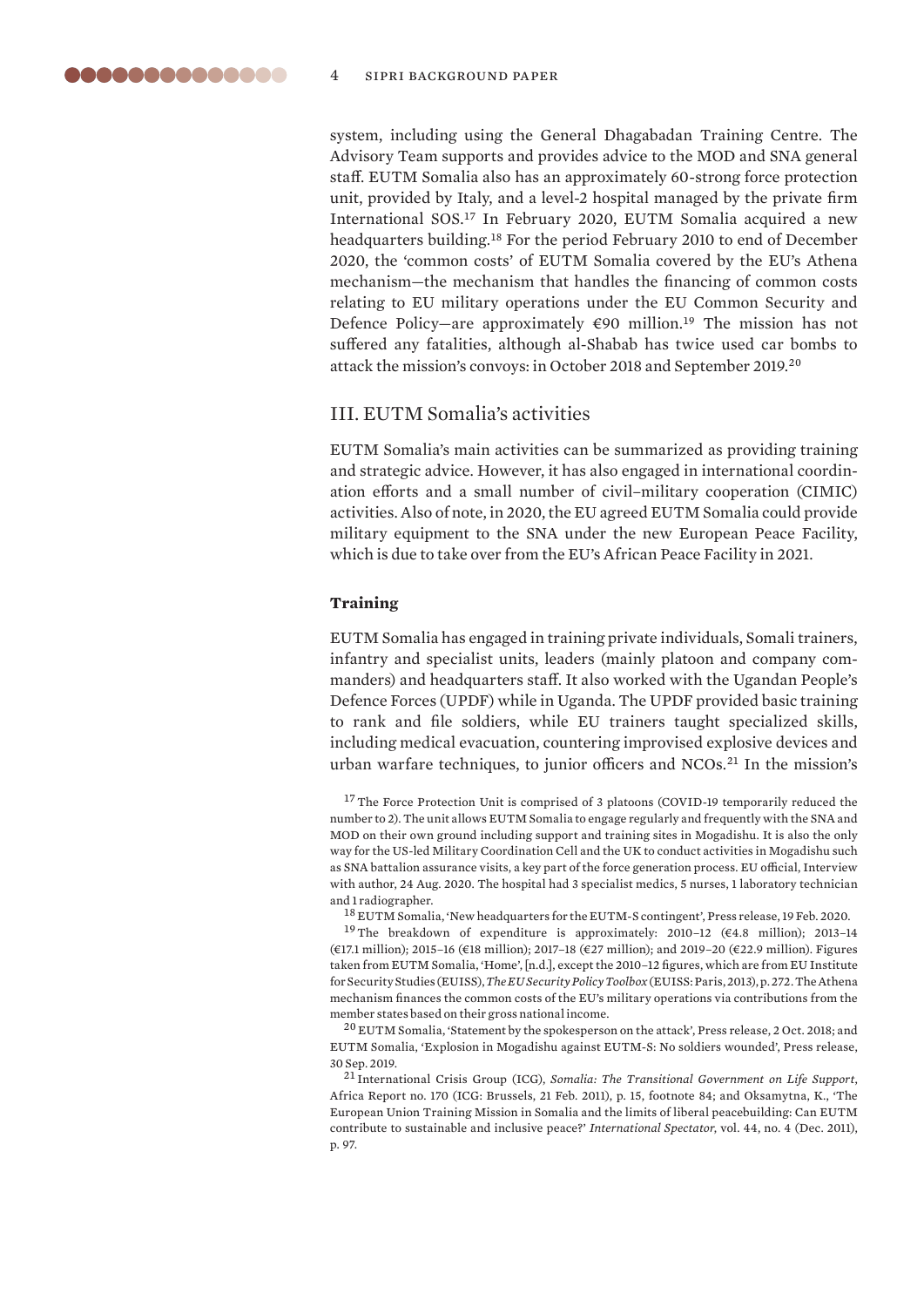system, including using the General Dhagabadan Training Centre. The Advisory Team supports and provides advice to the MOD and SNA general staff. EUTM Somalia also has an approximately 60-strong force protection unit, provided by Italy, and a level-2 hospital managed by the private firm International SOS.[17] In February 2020, EUTM Somalia acquired a new headquarters building.[18] For the period February 2010 to end of December 2020, the 'common costs' of EUTM Somalia covered by the EU's Athena mechanism—the mechanism that handles the financing of common costs relating to EU military operations under the EU Common Security and Defence Policy—are approximately €90 million.[19] The mission has not suffered any fatalities, although al-Shabab has twice used car bombs to attack the mission's convoys: in October 2018 and September 2019.[20]

## III. EUTM Somalia's activities

EUTM Somalia's main activities can be summarized as providing training and strategic advice. However, it has also engaged in international coordination efforts and a small number of civil–military cooperation (CIMIC) activities. Also of note, in 2020, the EU agreed EUTM Somalia could provide military equipment to the SNA under the new European Peace Facility, which is due to take over from the EU's African Peace Facility in 2021.

### Training

EUTM Somalia has engaged in training private individuals, Somali trainers, infantry and specialist units, leaders (mainly platoon and company commanders) and headquarters staff. It also worked with the Ugandan People's Defence Forces (UPDF) while in Uganda. The UPDF provided basic training to rank and file soldiers, while EU trainers taught specialized skills, including medical evacuation, countering improvised explosive devices and urban warfare techniques, to junior officers and NCOs.[21] In the mission's

[17] The Force Protection Unit is comprised of 3 platoons (COVID-19 temporarily reduced the number to 2). The unit allows EUTM Somalia to engage regularly and frequently with the SNA and MOD on their own ground including support and training sites in Mogadishu. It is also the only way for the US-led Military Coordination Cell and the UK to conduct activities in Mogadishu such as SNA battalion assurance visits, a key part of the force generation process. EU official, Interview with author, 24 Aug. 2020. The hospital had 3 specialist medics, 5 nurses, 1 laboratory technician and 1 radiographer.

[18] EUTM Somalia, 'New headquarters for the EUTM-S contingent', Press release, 19 Feb. 2020.

[19] The breakdown of expenditure is approximately: 2010–12 (€4.8 million); 2013–14 (€17.1 million); 2015–16 (€18 million); 2017–18 (€27 million); and 2019–20 (€22.9 million). Figures taken from EUTM Somalia, 'Home', [n.d.], except the 2010–12 figures, which are from EU Institute for Security Studies (EUISS), *The EU Security Policy Toolbox* (EUISS: Paris, 2013), p. 272. The Athena mechanism finances the common costs of the EU's military operations via contributions from the member states based on their gross national income.

[20] EUTM Somalia, 'Statement by the spokesperson on the attack', Press release, 2 Oct. 2018; and EUTM Somalia, 'Explosion in Mogadishu against EUTM-S: No soldiers wounded', Press release, 30 Sep. 2019.

[21] International Crisis Group (ICG), *Somalia: The Transitional Government on Life Support*, Africa Report no. 170 (ICG: Brussels, 21 Feb. 2011), p. 15, footnote 84; and Oksamytna, K., 'The European Union Training Mission in Somalia and the limits of liberal peacebuilding: Can EUTM contribute to sustainable and inclusive peace?' *International Spectator*, vol. 44, no. 4 (Dec. 2011), p. 97.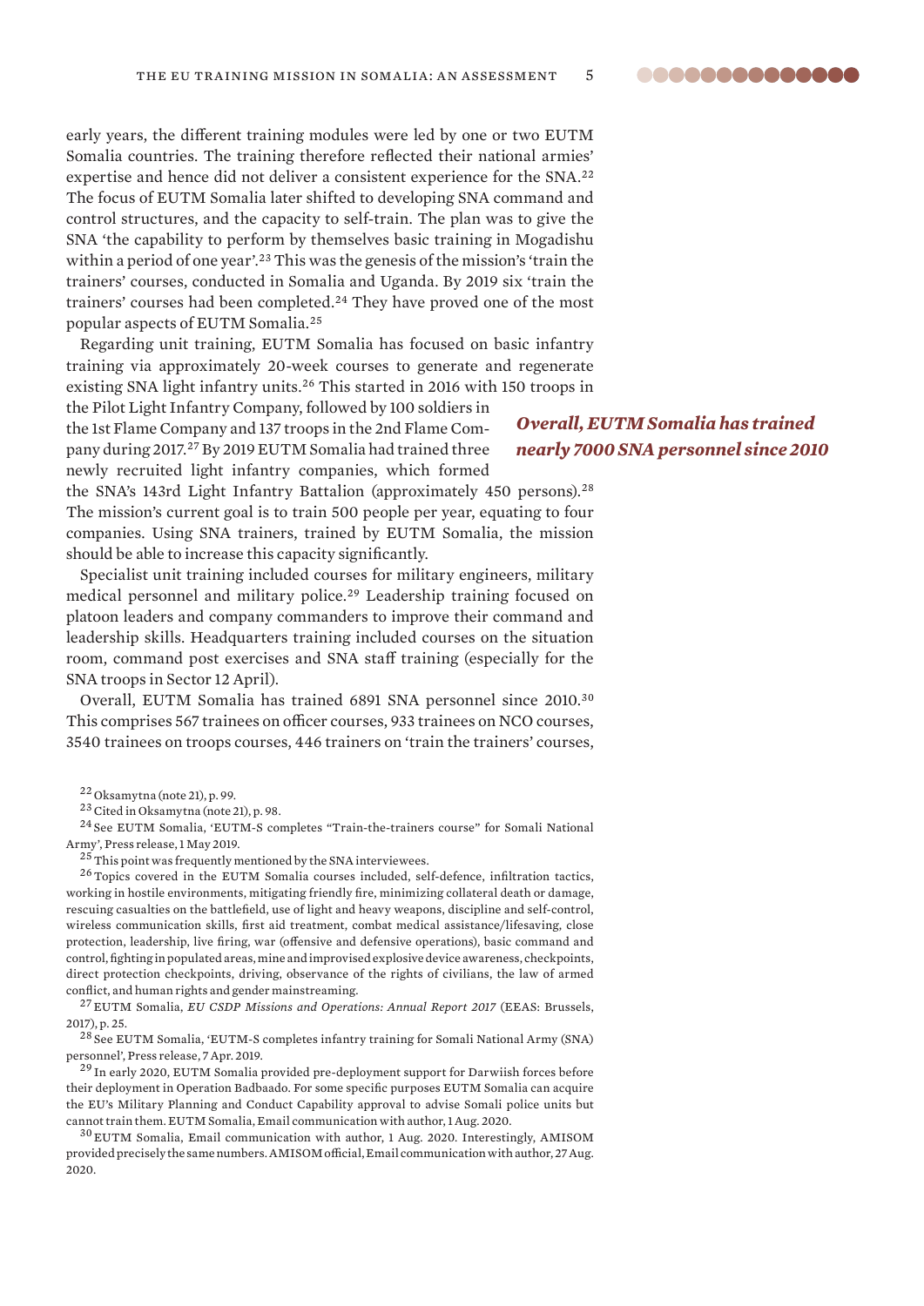early years, the different training modules were led by one or two EUTM Somalia countries. The training therefore reflected their national armies' expertise and hence did not deliver a consistent experience for the SNA.[22] The focus of EUTM Somalia later shifted to developing SNA command and control structures, and the capacity to self-train. The plan was to give the SNA 'the capability to perform by themselves basic training in Mogadishu within a period of one year'.[23] This was the genesis of the mission's 'train the trainers' courses, conducted in Somalia and Uganda. By 2019 six 'train the trainers' courses had been completed.[24] They have proved one of the most popular aspects of EUTM Somalia.[25]

Regarding unit training, EUTM Somalia has focused on basic infantry training via approximately 20-week courses to generate and regenerate existing SNA light infantry units.[26] This started in 2016 with 150 troops in the Pilot Light Infantry Company, followed by 100 soldiers in the 1st Flame Company and 137 troops in the 2nd Flame Company during 2017.[27] By 2019 EUTM Somalia had trained three newly recruited light infantry companies, which formed the SNA's 143rd Light Infantry Battalion (approximately 450 persons).[28] The mission's current goal is to train 500 people per year, equating to four companies. Using SNA trainers, trained by EUTM Somalia, the mission should be able to increase this capacity significantly.

***Overall, EUTM Somalia has trained nearly 7000 SNA personnel since 2010***

Specialist unit training included courses for military engineers, military medical personnel and military police.[29] Leadership training focused on platoon leaders and company commanders to improve their command and leadership skills. Headquarters training included courses on the situation room, command post exercises and SNA staff training (especially for the SNA troops in Sector 12 April).

Overall, EUTM Somalia has trained 6891 SNA personnel since 2010.[30] This comprises 567 trainees on officer courses, 933 trainees on NCO courses, 3540 trainees on troops courses, 446 trainers on 'train the trainers' courses,

---

[22] Oksamytna (note 21), p. 99.

[23] Cited in Oksamytna (note 21), p. 98.

[24] See EUTM Somalia, 'EUTM-S completes "Train-the-trainers course" for Somali National Army', Press release, 1 May 2019.

[25] This point was frequently mentioned by the SNA interviewees.

[26] Topics covered in the EUTM Somalia courses included, self-defence, infiltration tactics, working in hostile environments, mitigating friendly fire, minimizing collateral death or damage, rescuing casualties on the battlefield, use of light and heavy weapons, discipline and self-control, wireless communication skills, first aid treatment, combat medical assistance/lifesaving, close protection, leadership, live firing, war (offensive and defensive operations), basic command and control, fighting in populated areas, mine and improvised explosive device awareness, checkpoints, direct protection checkpoints, driving, observance of the rights of civilians, the law of armed conflict, and human rights and gender mainstreaming.

[27] EUTM Somalia, *EU CSDP Missions and Operations: Annual Report 2017* (EEAS: Brussels, 2017), p. 25.

[28] See EUTM Somalia, 'EUTM-S completes infantry training for Somali National Army (SNA) personnel', Press release, 7 Apr. 2019.

[29] In early 2020, EUTM Somalia provided pre-deployment support for Darwiish forces before their deployment in Operation Badbaado. For some specific purposes EUTM Somalia can acquire the EU's Military Planning and Conduct Capability approval to advise Somali police units but cannot train them. EUTM Somalia, Email communication with author, 1 Aug. 2020.

[30] EUTM Somalia, Email communication with author, 1 Aug. 2020. Interestingly, AMISOM provided precisely the same numbers. AMISOM official, Email communication with author, 27 Aug. 2020.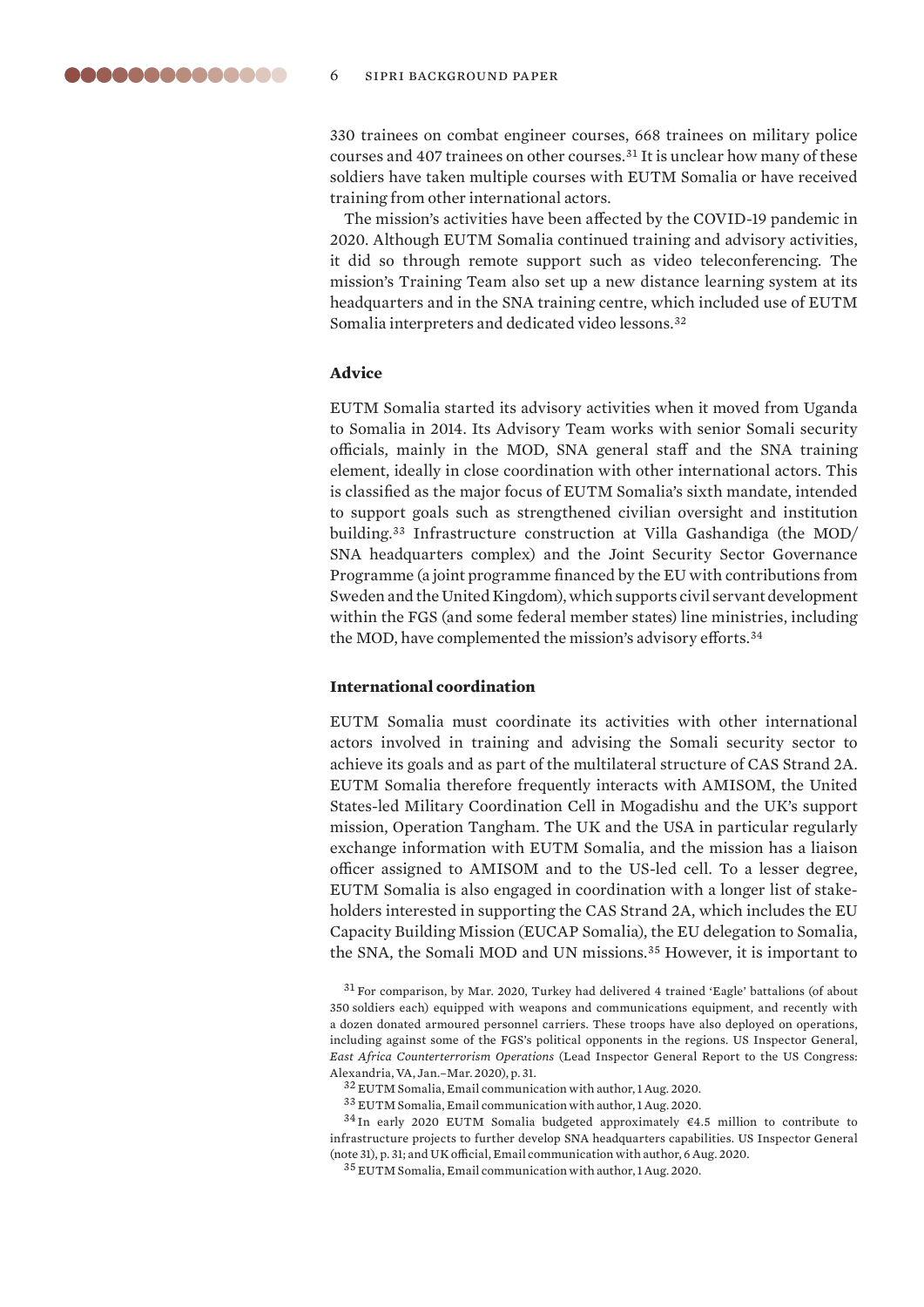330 trainees on combat engineer courses, 668 trainees on military police courses and 407 trainees on other courses.[31] It is unclear how many of these soldiers have taken multiple courses with EUTM Somalia or have received training from other international actors.

The mission's activities have been affected by the COVID-19 pandemic in 2020. Although EUTM Somalia continued training and advisory activities, it did so through remote support such as video teleconferencing. The mission's Training Team also set up a new distance learning system at its headquarters and in the SNA training centre, which included use of EUTM Somalia interpreters and dedicated video lessons.[32]

### Advice

EUTM Somalia started its advisory activities when it moved from Uganda to Somalia in 2014. Its Advisory Team works with senior Somali security officials, mainly in the MOD, SNA general staff and the SNA training element, ideally in close coordination with other international actors. This is classified as the major focus of EUTM Somalia's sixth mandate, intended to support goals such as strengthened civilian oversight and institution building.[33] Infrastructure construction at Villa Gashandiga (the MOD/SNA headquarters complex) and the Joint Security Sector Governance Programme (a joint programme financed by the EU with contributions from Sweden and the United Kingdom), which supports civil servant development within the FGS (and some federal member states) line ministries, including the MOD, have complemented the mission's advisory efforts.[34]

### International coordination

EUTM Somalia must coordinate its activities with other international actors involved in training and advising the Somali security sector to achieve its goals and as part of the multilateral structure of CAS Strand 2A. EUTM Somalia therefore frequently interacts with AMISOM, the United States-led Military Coordination Cell in Mogadishu and the UK's support mission, Operation Tangham. The UK and the USA in particular regularly exchange information with EUTM Somalia, and the mission has a liaison officer assigned to AMISOM and to the US-led cell. To a lesser degree, EUTM Somalia is also engaged in coordination with a longer list of stakeholders interested in supporting the CAS Strand 2A, which includes the EU Capacity Building Mission (EUCAP Somalia), the EU delegation to Somalia, the SNA, the Somali MOD and UN missions.[35] However, it is important to

---

[31] For comparison, by Mar. 2020, Turkey had delivered 4 trained 'Eagle' battalions (of about 350 soldiers each) equipped with weapons and communications equipment, and recently with a dozen donated armoured personnel carriers. These troops have also deployed on operations, including against some of the FGS's political opponents in the regions. US Inspector General, *East Africa Counterterrorism Operations* (Lead Inspector General Report to the US Congress: Alexandria, VA, Jan.–Mar. 2020), p. 31.

[32] EUTM Somalia, Email communication with author, 1 Aug. 2020.

[33] EUTM Somalia, Email communication with author, 1 Aug. 2020.

[34] In early 2020 EUTM Somalia budgeted approximately €4.5 million to contribute to infrastructure projects to further develop SNA headquarters capabilities. US Inspector General (note 31), p. 31; and UK official, Email communication with author, 6 Aug. 2020.

[35] EUTM Somalia, Email communication with author, 1 Aug. 2020.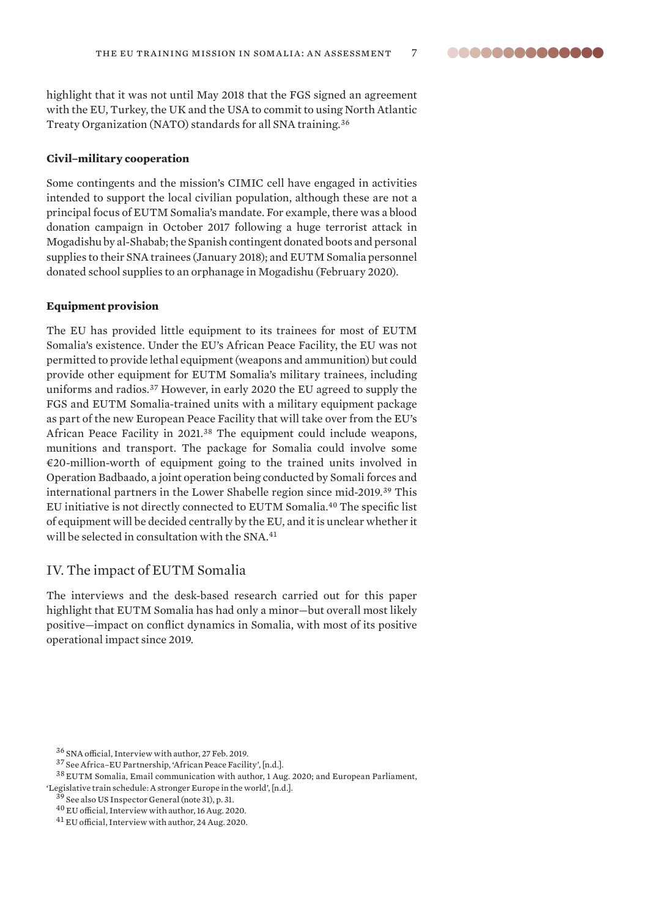highlight that it was not until May 2018 that the FGS signed an agreement with the EU, Turkey, the UK and the USA to commit to using North Atlantic Treaty Organization (NATO) standards for all SNA training.[36]

### Civil–military cooperation

Some contingents and the mission's CIMIC cell have engaged in activities intended to support the local civilian population, although these are not a principal focus of EUTM Somalia's mandate. For example, there was a blood donation campaign in October 2017 following a huge terrorist attack in Mogadishu by al-Shabab; the Spanish contingent donated boots and personal supplies to their SNA trainees (January 2018); and EUTM Somalia personnel donated school supplies to an orphanage in Mogadishu (February 2020).

### Equipment provision

The EU has provided little equipment to its trainees for most of EUTM Somalia's existence. Under the EU's African Peace Facility, the EU was not permitted to provide lethal equipment (weapons and ammunition) but could provide other equipment for EUTM Somalia's military trainees, including uniforms and radios.[37] However, in early 2020 the EU agreed to supply the FGS and EUTM Somalia-trained units with a military equipment package as part of the new European Peace Facility that will take over from the EU's African Peace Facility in 2021.[38] The equipment could include weapons, munitions and transport. The package for Somalia could involve some €20-million-worth of equipment going to the trained units involved in Operation Badbaado, a joint operation being conducted by Somali forces and international partners in the Lower Shabelle region since mid-2019.[39] This EU initiative is not directly connected to EUTM Somalia.[40] The specific list of equipment will be decided centrally by the EU, and it is unclear whether it will be selected in consultation with the SNA.[41]

## IV. The impact of EUTM Somalia

The interviews and the desk-based research carried out for this paper highlight that EUTM Somalia has had only a minor—but overall most likely positive—impact on conflict dynamics in Somalia, with most of its positive operational impact since 2019.

[36] SNA official, Interview with author, 27 Feb. 2019.

[37] See Africa–EU Partnership, 'African Peace Facility', [n.d.].

[38] EUTM Somalia, Email communication with author, 1 Aug. 2020; and European Parliament, 'Legislative train schedule: A stronger Europe in the world', [n.d.].

[39] See also US Inspector General (note 31), p. 31.

[40] EU official, Interview with author, 16 Aug. 2020.

[41] EU official, Interview with author, 24 Aug. 2020.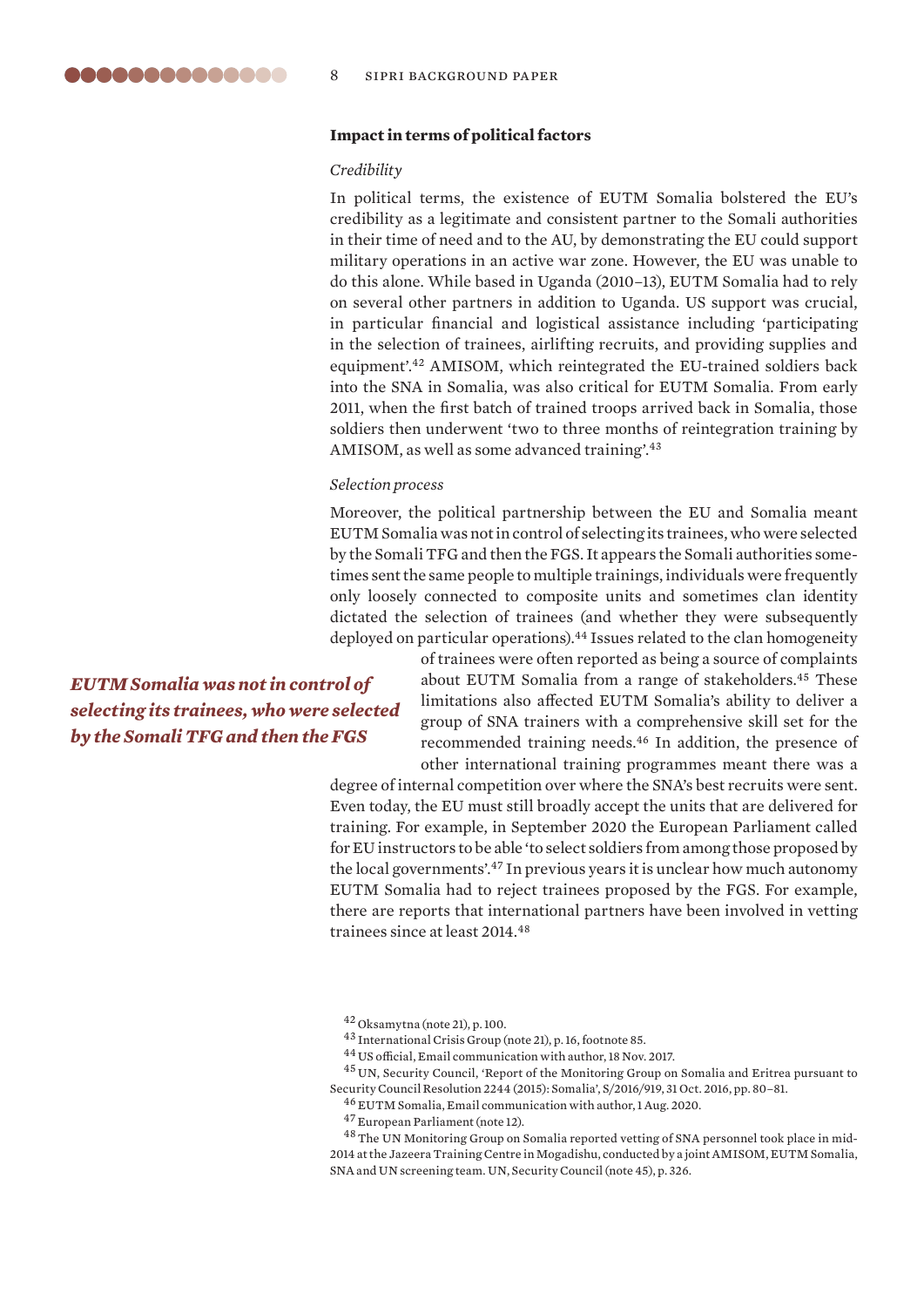### Impact in terms of political factors

*Credibility*

In political terms, the existence of EUTM Somalia bolstered the EU's credibility as a legitimate and consistent partner to the Somali authorities in their time of need and to the AU, by demonstrating the EU could support military operations in an active war zone. However, the EU was unable to do this alone. While based in Uganda (2010–13), EUTM Somalia had to rely on several other partners in addition to Uganda. US support was crucial, in particular financial and logistical assistance including 'participating in the selection of trainees, airlifting recruits, and providing supplies and equipment'.[42] AMISOM, which reintegrated the EU-trained soldiers back into the SNA in Somalia, was also critical for EUTM Somalia. From early 2011, when the first batch of trained troops arrived back in Somalia, those soldiers then underwent 'two to three months of reintegration training by AMISOM, as well as some advanced training'.[43]

*Selection process*

Moreover, the political partnership between the EU and Somalia meant EUTM Somalia was not in control of selecting its trainees, who were selected by the Somali TFG and then the FGS. It appears the Somali authorities sometimes sent the same people to multiple trainings, individuals were frequently only loosely connected to composite units and sometimes clan identity dictated the selection of trainees (and whether they were subsequently deployed on particular operations).[44] Issues related to the clan homogeneity of trainees were often reported as being a source of complaints about EUTM Somalia from a range of stakeholders.[45] These limitations also affected EUTM Somalia's ability to deliver a group of SNA trainers with a comprehensive skill set for the recommended training needs.[46] In addition, the presence of other international training programmes meant there was a degree of internal competition over where the SNA's best recruits were sent. Even today, the EU must still broadly accept the units that are delivered for training. For example, in September 2020 the European Parliament called for EU instructors to be able 'to select soldiers from among those proposed by the local governments'.[47] In previous years it is unclear how much autonomy EUTM Somalia had to reject trainees proposed by the FGS. For example, there are reports that international partners have been involved in vetting trainees since at least 2014.[48]

***EUTM Somalia was not in control of selecting its trainees, who were selected by the Somali TFG and then the FGS***

[42] Oksamytna (note 21), p. 100.

[43] International Crisis Group (note 21), p. 16, footnote 85.

[44] US official, Email communication with author, 18 Nov. 2017.

[45] UN, Security Council, 'Report of the Monitoring Group on Somalia and Eritrea pursuant to Security Council Resolution 2244 (2015): Somalia', S/2016/919, 31 Oct. 2016, pp. 80–81.

[46] EUTM Somalia, Email communication with author, 1 Aug. 2020.

[47] European Parliament (note 12).

[48] The UN Monitoring Group on Somalia reported vetting of SNA personnel took place in mid-2014 at the Jazeera Training Centre in Mogadishu, conducted by a joint AMISOM, EUTM Somalia, SNA and UN screening team. UN, Security Council (note 45), p. 326.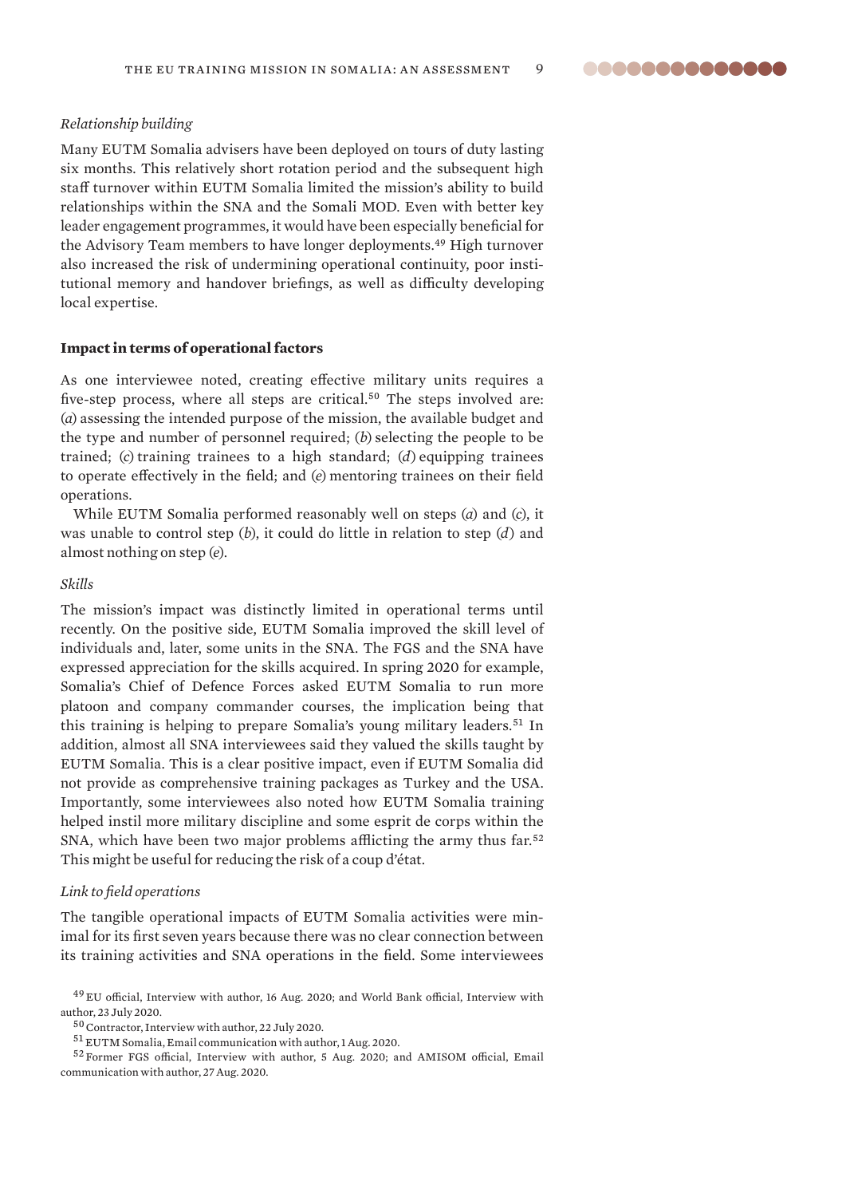*Relationship building*

Many EUTM Somalia advisers have been deployed on tours of duty lasting six months. This relatively short rotation period and the subsequent high staff turnover within EUTM Somalia limited the mission's ability to build relationships within the SNA and the Somali MOD. Even with better key leader engagement programmes, it would have been especially beneficial for the Advisory Team members to have longer deployments.[49] High turnover also increased the risk of undermining operational continuity, poor institutional memory and handover briefings, as well as difficulty developing local expertise.

**Impact in terms of operational factors**

As one interviewee noted, creating effective military units requires a five-step process, where all steps are critical.[50] The steps involved are: (*a*) assessing the intended purpose of the mission, the available budget and the type and number of personnel required; (*b*) selecting the people to be trained; (*c*) training trainees to a high standard; (*d*) equipping trainees to operate effectively in the field; and (*e*) mentoring trainees on their field operations.

While EUTM Somalia performed reasonably well on steps (*a*) and (*c*), it was unable to control step (*b*), it could do little in relation to step (*d*) and almost nothing on step (*e*).

*Skills*

The mission's impact was distinctly limited in operational terms until recently. On the positive side, EUTM Somalia improved the skill level of individuals and, later, some units in the SNA. The FGS and the SNA have expressed appreciation for the skills acquired. In spring 2020 for example, Somalia's Chief of Defence Forces asked EUTM Somalia to run more platoon and company commander courses, the implication being that this training is helping to prepare Somalia's young military leaders.[51] In addition, almost all SNA interviewees said they valued the skills taught by EUTM Somalia. This is a clear positive impact, even if EUTM Somalia did not provide as comprehensive training packages as Turkey and the USA. Importantly, some interviewees also noted how EUTM Somalia training helped instil more military discipline and some esprit de corps within the SNA, which have been two major problems afflicting the army thus far.[52] This might be useful for reducing the risk of a coup d'état.

*Link to field operations*

The tangible operational impacts of EUTM Somalia activities were minimal for its first seven years because there was no clear connection between its training activities and SNA operations in the field. Some interviewees

[49] EU official, Interview with author, 16 Aug. 2020; and World Bank official, Interview with author, 23 July 2020.

[50] Contractor, Interview with author, 22 July 2020.

[51] EUTM Somalia, Email communication with author, 1 Aug. 2020.

[52] Former FGS official, Interview with author, 5 Aug. 2020; and AMISOM official, Email communication with author, 27 Aug. 2020.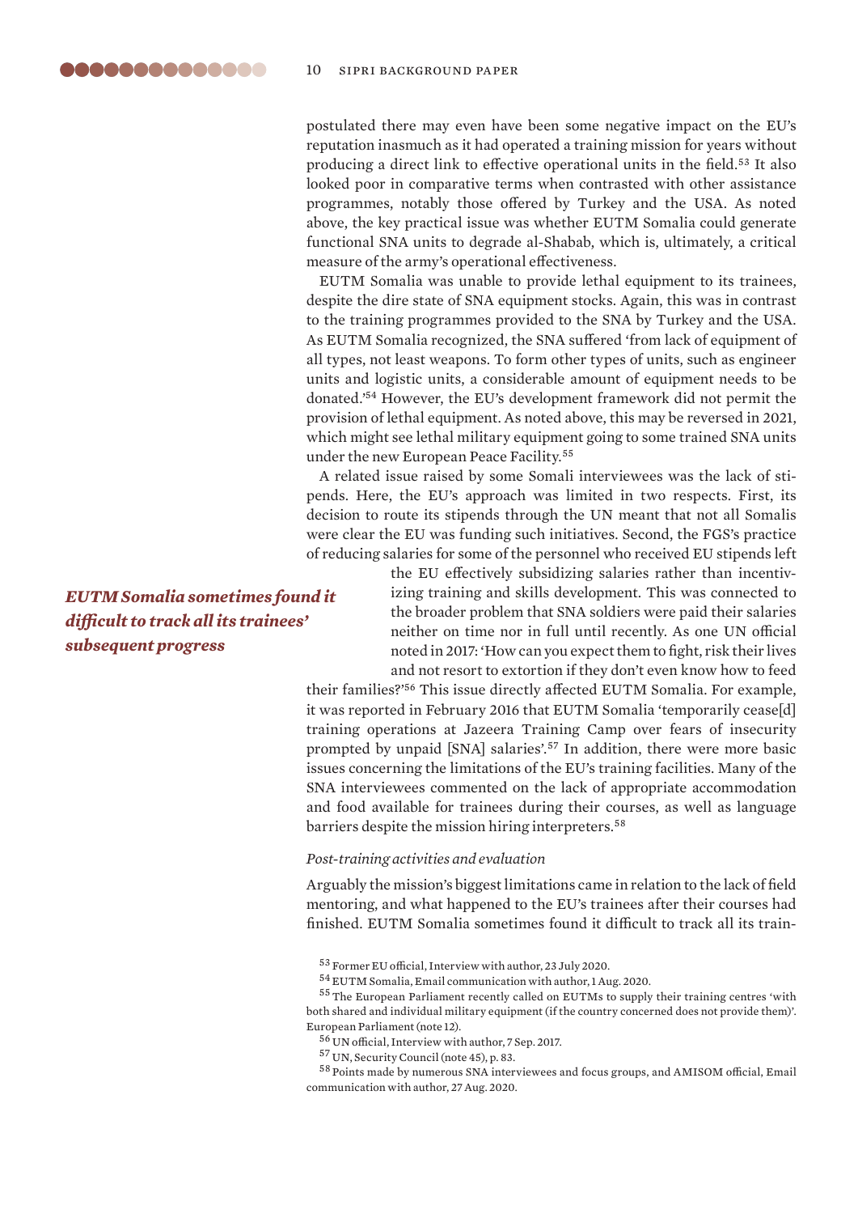postulated there may even have been some negative impact on the EU's reputation inasmuch as it had operated a training mission for years without producing a direct link to effective operational units in the field.[53] It also looked poor in comparative terms when contrasted with other assistance programmes, notably those offered by Turkey and the USA. As noted above, the key practical issue was whether EUTM Somalia could generate functional SNA units to degrade al-Shabab, which is, ultimately, a critical measure of the army's operational effectiveness.

EUTM Somalia was unable to provide lethal equipment to its trainees, despite the dire state of SNA equipment stocks. Again, this was in contrast to the training programmes provided to the SNA by Turkey and the USA. As EUTM Somalia recognized, the SNA suffered 'from lack of equipment of all types, not least weapons. To form other types of units, such as engineer units and logistic units, a considerable amount of equipment needs to be donated.'[54] However, the EU's development framework did not permit the provision of lethal equipment. As noted above, this may be reversed in 2021, which might see lethal military equipment going to some trained SNA units under the new European Peace Facility.[55]

A related issue raised by some Somali interviewees was the lack of stipends. Here, the EU's approach was limited in two respects. First, its decision to route its stipends through the UN meant that not all Somalis were clear the EU was funding such initiatives. Second, the FGS's practice of reducing salaries for some of the personnel who received EU stipends left the EU effectively subsidizing salaries rather than incentivizing training and skills development. This was connected to the broader problem that SNA soldiers were paid their salaries neither on time nor in full until recently. As one UN official noted in 2017: 'How can you expect them to fight, risk their lives and not resort to extortion if they don't even know how to feed their families?'[56] This issue directly affected EUTM Somalia. For example, it was reported in February 2016 that EUTM Somalia 'temporarily cease[d] training operations at Jazeera Training Camp over fears of insecurity prompted by unpaid [SNA] salaries'.[57] In addition, there were more basic issues concerning the limitations of the EU's training facilities. Many of the SNA interviewees commented on the lack of appropriate accommodation and food available for trainees during their courses, as well as language barriers despite the mission hiring interpreters.[58]

***EUTM Somalia sometimes found it difficult to track all its trainees' subsequent progress***

*Post-training activities and evaluation*

Arguably the mission's biggest limitations came in relation to the lack of field mentoring, and what happened to the EU's trainees after their courses had finished. EUTM Somalia sometimes found it difficult to track all its train-

[53] Former EU official, Interview with author, 23 July 2020.

[54] EUTM Somalia, Email communication with author, 1 Aug. 2020.

[55] The European Parliament recently called on EUTMs to supply their training centres 'with both shared and individual military equipment (if the country concerned does not provide them)'. European Parliament (note 12).

[56] UN official, Interview with author, 7 Sep. 2017.

[57] UN, Security Council (note 45), p. 83.

[58] Points made by numerous SNA interviewees and focus groups, and AMISOM official, Email communication with author, 27 Aug. 2020.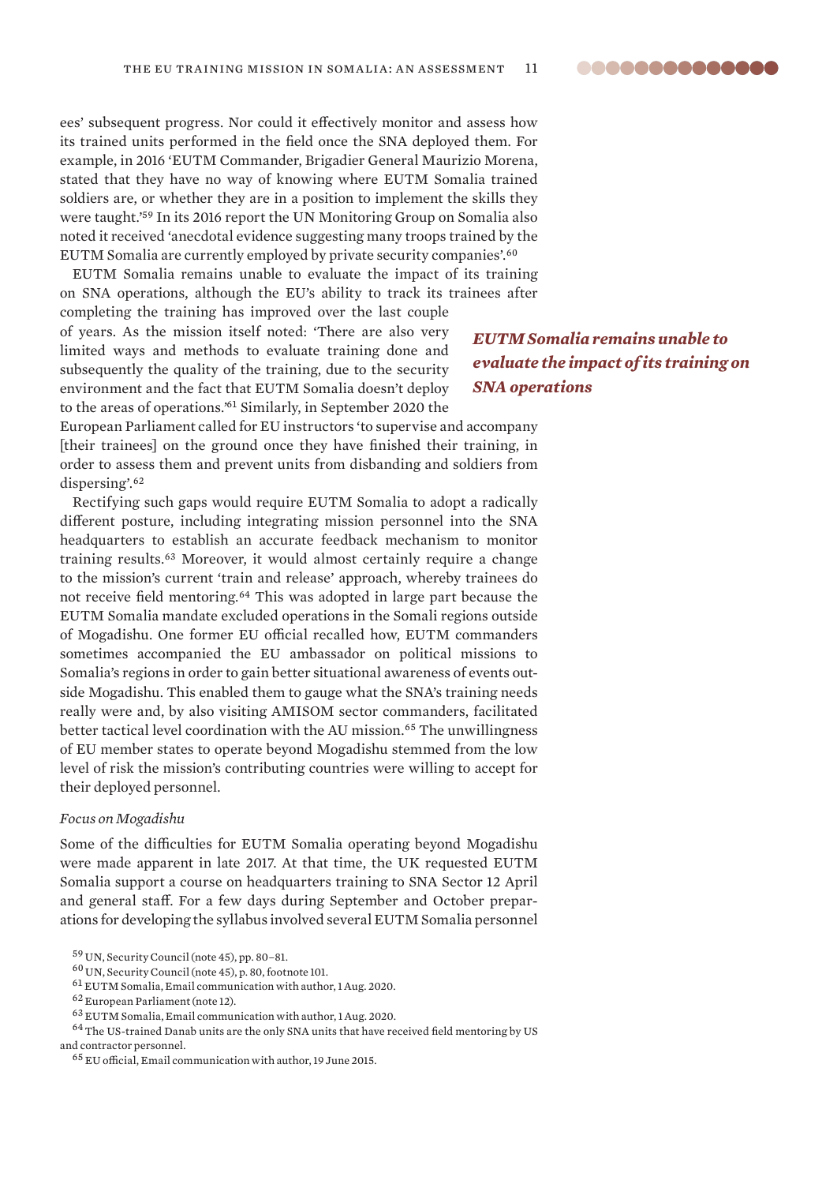ees' subsequent progress. Nor could it effectively monitor and assess how its trained units performed in the field once the SNA deployed them. For example, in 2016 'EUTM Commander, Brigadier General Maurizio Morena, stated that they have no way of knowing where EUTM Somalia trained soldiers are, or whether they are in a position to implement the skills they were taught.'[59] In its 2016 report the UN Monitoring Group on Somalia also noted it received 'anecdotal evidence suggesting many troops trained by the EUTM Somalia are currently employed by private security companies'.[60]

EUTM Somalia remains unable to evaluate the impact of its training on SNA operations, although the EU's ability to track its trainees after completing the training has improved over the last couple of years. As the mission itself noted: 'There are also very limited ways and methods to evaluate training done and subsequently the quality of the training, due to the security environment and the fact that EUTM Somalia doesn't deploy to the areas of operations.'[61] Similarly, in September 2020 the European Parliament called for EU instructors 'to supervise and accompany [their trainees] on the ground once they have finished their training, in order to assess them and prevent units from disbanding and soldiers from dispersing'.[62]

***EUTM Somalia remains unable to evaluate the impact of its training on SNA operations***

Rectifying such gaps would require EUTM Somalia to adopt a radically different posture, including integrating mission personnel into the SNA headquarters to establish an accurate feedback mechanism to monitor training results.[63] Moreover, it would almost certainly require a change to the mission's current 'train and release' approach, whereby trainees do not receive field mentoring.[64] This was adopted in large part because the EUTM Somalia mandate excluded operations in the Somali regions outside of Mogadishu. One former EU official recalled how, EUTM commanders sometimes accompanied the EU ambassador on political missions to Somalia's regions in order to gain better situational awareness of events outside Mogadishu. This enabled them to gauge what the SNA's training needs really were and, by also visiting AMISOM sector commanders, facilitated better tactical level coordination with the AU mission.[65] The unwillingness of EU member states to operate beyond Mogadishu stemmed from the low level of risk the mission's contributing countries were willing to accept for their deployed personnel.

*Focus on Mogadishu*

Some of the difficulties for EUTM Somalia operating beyond Mogadishu were made apparent in late 2017. At that time, the UK requested EUTM Somalia support a course on headquarters training to SNA Sector 12 April and general staff. For a few days during September and October preparations for developing the syllabus involved several EUTM Somalia personnel

[59] UN, Security Council (note 45), pp. 80–81.

[60] UN, Security Council (note 45), p. 80, footnote 101.

[61] EUTM Somalia, Email communication with author, 1 Aug. 2020.

[62] European Parliament (note 12).

[63] EUTM Somalia, Email communication with author, 1 Aug. 2020.

[64] The US-trained Danab units are the only SNA units that have received field mentoring by US and contractor personnel.

[65] EU official, Email communication with author, 19 June 2015.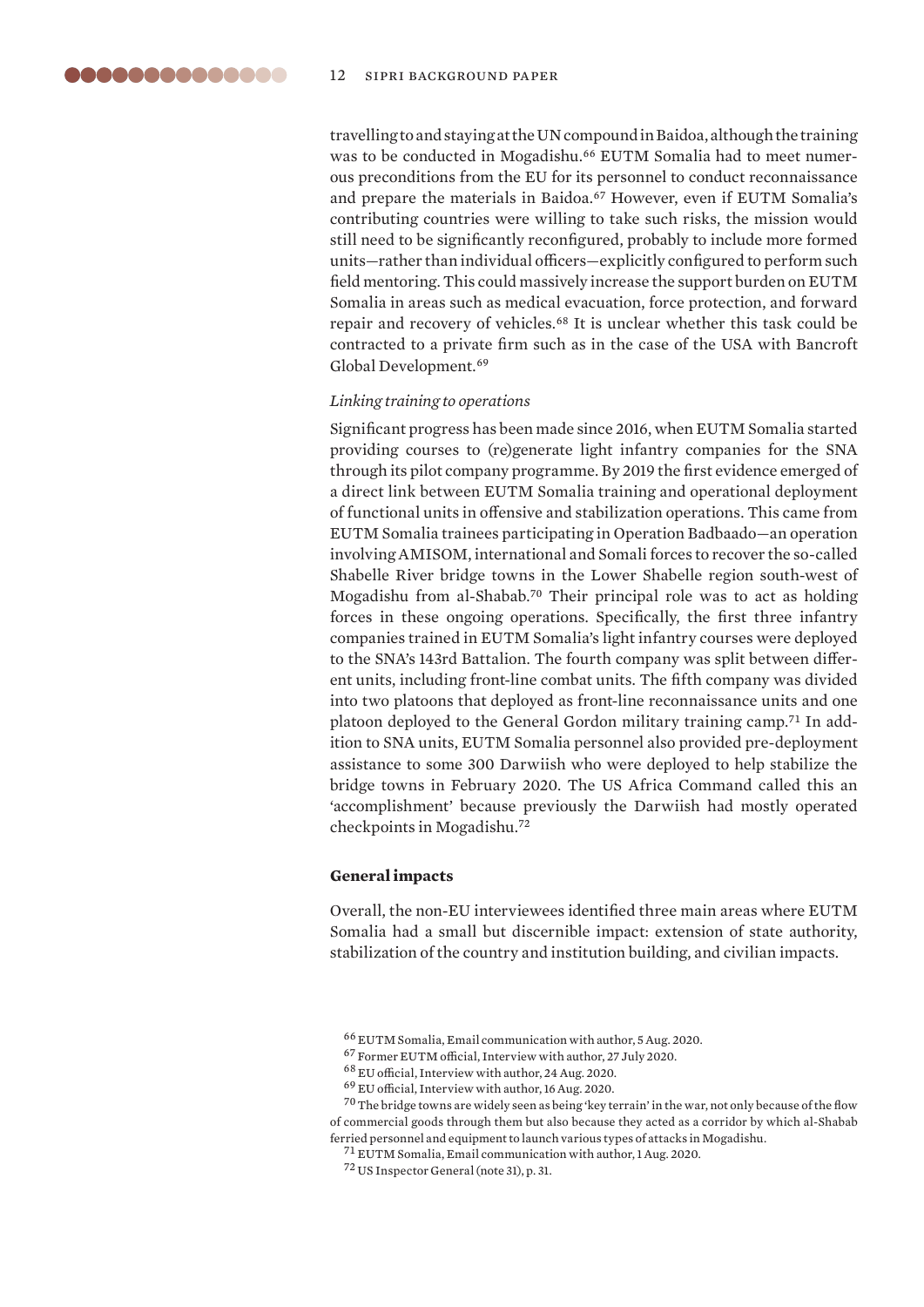travelling to and staying at the UN compound in Baidoa, although the training was to be conducted in Mogadishu.[66] EUTM Somalia had to meet numerous preconditions from the EU for its personnel to conduct reconnaissance and prepare the materials in Baidoa.[67] However, even if EUTM Somalia's contributing countries were willing to take such risks, the mission would still need to be significantly reconfigured, probably to include more formed units—rather than individual officers—explicitly configured to perform such field mentoring. This could massively increase the support burden on EUTM Somalia in areas such as medical evacuation, force protection, and forward repair and recovery of vehicles.[68] It is unclear whether this task could be contracted to a private firm such as in the case of the USA with Bancroft Global Development.[69]

*Linking training to operations*

Significant progress has been made since 2016, when EUTM Somalia started providing courses to (re)generate light infantry companies for the SNA through its pilot company programme. By 2019 the first evidence emerged of a direct link between EUTM Somalia training and operational deployment of functional units in offensive and stabilization operations. This came from EUTM Somalia trainees participating in Operation Badbaado—an operation involving AMISOM, international and Somali forces to recover the so-called Shabelle River bridge towns in the Lower Shabelle region south-west of Mogadishu from al-Shabab.[70] Their principal role was to act as holding forces in these ongoing operations. Specifically, the first three infantry companies trained in EUTM Somalia's light infantry courses were deployed to the SNA's 143rd Battalion. The fourth company was split between different units, including front-line combat units. The fifth company was divided into two platoons that deployed as front-line reconnaissance units and one platoon deployed to the General Gordon military training camp.[71] In addition to SNA units, EUTM Somalia personnel also provided pre-deployment assistance to some 300 Darwiish who were deployed to help stabilize the bridge towns in February 2020. The US Africa Command called this an 'accomplishment' because previously the Darwiish had mostly operated checkpoints in Mogadishu.[72]

**General impacts**

Overall, the non-EU interviewees identified three main areas where EUTM Somalia had a small but discernible impact: extension of state authority, stabilization of the country and institution building, and civilian impacts.

[66] EUTM Somalia, Email communication with author, 5 Aug. 2020.

[67] Former EUTM official, Interview with author, 27 July 2020.

[68] EU official, Interview with author, 24 Aug. 2020.

[69] EU official, Interview with author, 16 Aug. 2020.

[70] The bridge towns are widely seen as being 'key terrain' in the war, not only because of the flow of commercial goods through them but also because they acted as a corridor by which al-Shabab ferried personnel and equipment to launch various types of attacks in Mogadishu.

[71] EUTM Somalia, Email communication with author, 1 Aug. 2020.

[72] US Inspector General (note 31), p. 31.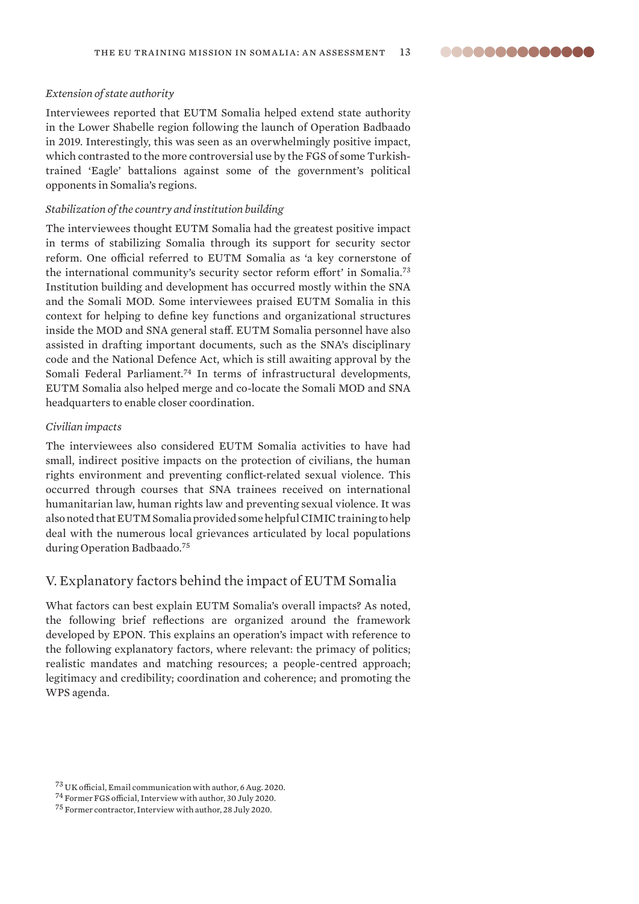*Extension of state authority*

Interviewees reported that EUTM Somalia helped extend state authority in the Lower Shabelle region following the launch of Operation Badbaado in 2019. Interestingly, this was seen as an overwhelmingly positive impact, which contrasted to the more controversial use by the FGS of some Turkish-trained 'Eagle' battalions against some of the government's political opponents in Somalia's regions.

*Stabilization of the country and institution building*

The interviewees thought EUTM Somalia had the greatest positive impact in terms of stabilizing Somalia through its support for security sector reform. One official referred to EUTM Somalia as 'a key cornerstone of the international community's security sector reform effort' in Somalia.[73] Institution building and development has occurred mostly within the SNA and the Somali MOD. Some interviewees praised EUTM Somalia in this context for helping to define key functions and organizational structures inside the MOD and SNA general staff. EUTM Somalia personnel have also assisted in drafting important documents, such as the SNA's disciplinary code and the National Defence Act, which is still awaiting approval by the Somali Federal Parliament.[74] In terms of infrastructural developments, EUTM Somalia also helped merge and co-locate the Somali MOD and SNA headquarters to enable closer coordination.

*Civilian impacts*

The interviewees also considered EUTM Somalia activities to have had small, indirect positive impacts on the protection of civilians, the human rights environment and preventing conflict-related sexual violence. This occurred through courses that SNA trainees received on international humanitarian law, human rights law and preventing sexual violence. It was also noted that EUTM Somalia provided some helpful CIMIC training to help deal with the numerous local grievances articulated by local populations during Operation Badbaado.[75]

## V. Explanatory factors behind the impact of EUTM Somalia

What factors can best explain EUTM Somalia's overall impacts? As noted, the following brief reflections are organized around the framework developed by EPON. This explains an operation's impact with reference to the following explanatory factors, where relevant: the primacy of politics; realistic mandates and matching resources; a people-centred approach; legitimacy and credibility; coordination and coherence; and promoting the WPS agenda.

[73] UK official, Email communication with author, 6 Aug. 2020.

[74] Former FGS official, Interview with author, 30 July 2020.

[75] Former contractor, Interview with author, 28 July 2020.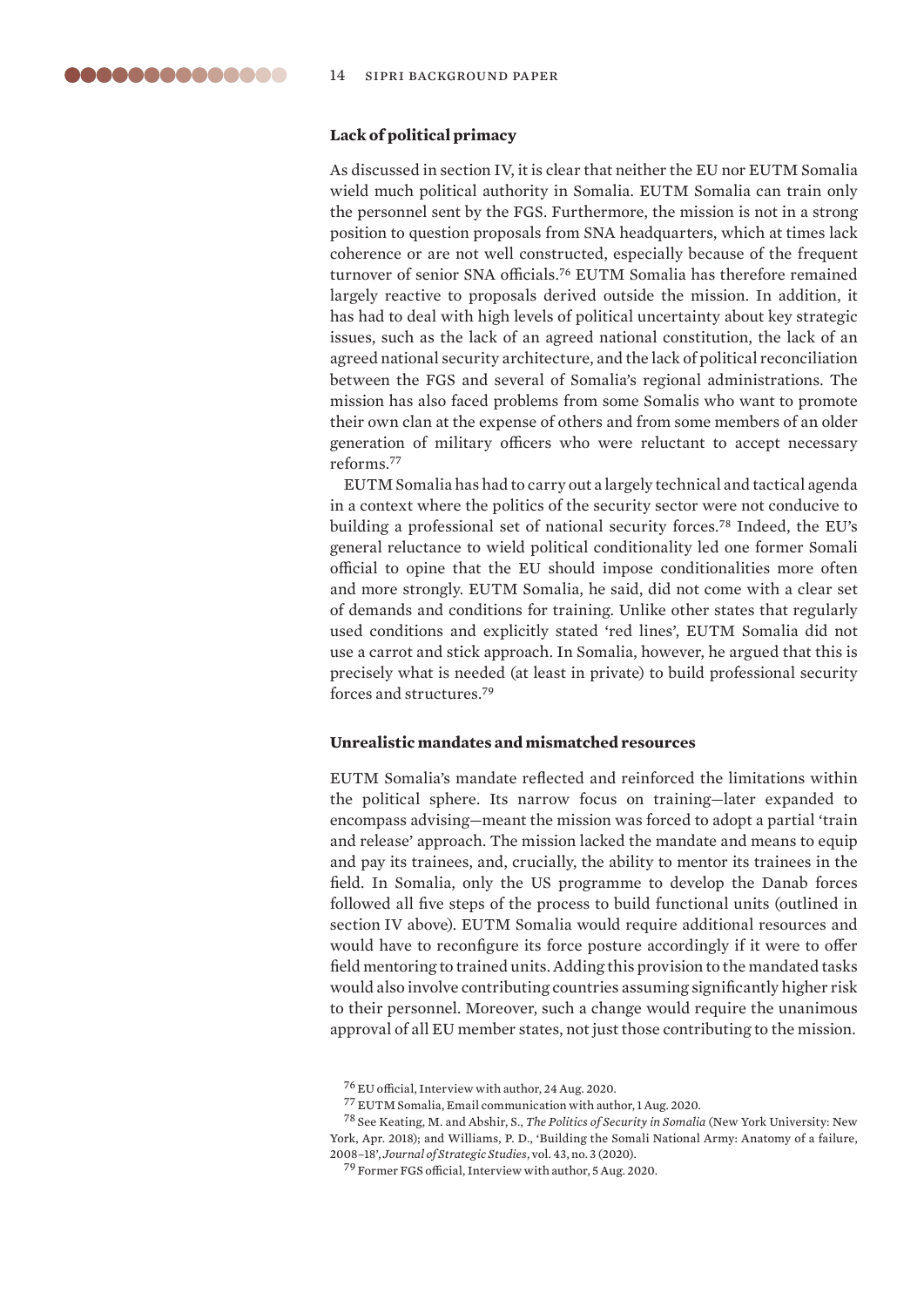### Lack of political primacy

As discussed in section IV, it is clear that neither the EU nor EUTM Somalia wield much political authority in Somalia. EUTM Somalia can train only the personnel sent by the FGS. Furthermore, the mission is not in a strong position to question proposals from SNA headquarters, which at times lack coherence or are not well constructed, especially because of the frequent turnover of senior SNA officials.[76] EUTM Somalia has therefore remained largely reactive to proposals derived outside the mission. In addition, it has had to deal with high levels of political uncertainty about key strategic issues, such as the lack of an agreed national constitution, the lack of an agreed national security architecture, and the lack of political reconciliation between the FGS and several of Somalia's regional administrations. The mission has also faced problems from some Somalis who want to promote their own clan at the expense of others and from some members of an older generation of military officers who were reluctant to accept necessary reforms.[77]

EUTM Somalia has had to carry out a largely technical and tactical agenda in a context where the politics of the security sector were not conducive to building a professional set of national security forces.[78] Indeed, the EU's general reluctance to wield political conditionality led one former Somali official to opine that the EU should impose conditionalities more often and more strongly. EUTM Somalia, he said, did not come with a clear set of demands and conditions for training. Unlike other states that regularly used conditions and explicitly stated 'red lines', EUTM Somalia did not use a carrot and stick approach. In Somalia, however, he argued that this is precisely what is needed (at least in private) to build professional security forces and structures.[79]

### Unrealistic mandates and mismatched resources

EUTM Somalia's mandate reflected and reinforced the limitations within the political sphere. Its narrow focus on training—later expanded to encompass advising—meant the mission was forced to adopt a partial 'train and release' approach. The mission lacked the mandate and means to equip and pay its trainees, and, crucially, the ability to mentor its trainees in the field. In Somalia, only the US programme to develop the Danab forces followed all five steps of the process to build functional units (outlined in section IV above). EUTM Somalia would require additional resources and would have to reconfigure its force posture accordingly if it were to offer field mentoring to trained units. Adding this provision to the mandated tasks would also involve contributing countries assuming significantly higher risk to their personnel. Moreover, such a change would require the unanimous approval of all EU member states, not just those contributing to the mission.

[76] EU official, Interview with author, 24 Aug. 2020.

[77] EUTM Somalia, Email communication with author, 1 Aug. 2020.

[78] See Keating, M. and Abshir, S., *The Politics of Security in Somalia* (New York University: New York, Apr. 2018); and Williams, P. D., 'Building the Somali National Army: Anatomy of a failure, 2008–18', *Journal of Strategic Studies*, vol. 43, no. 3 (2020).

[79] Former FGS official, Interview with author, 5 Aug. 2020.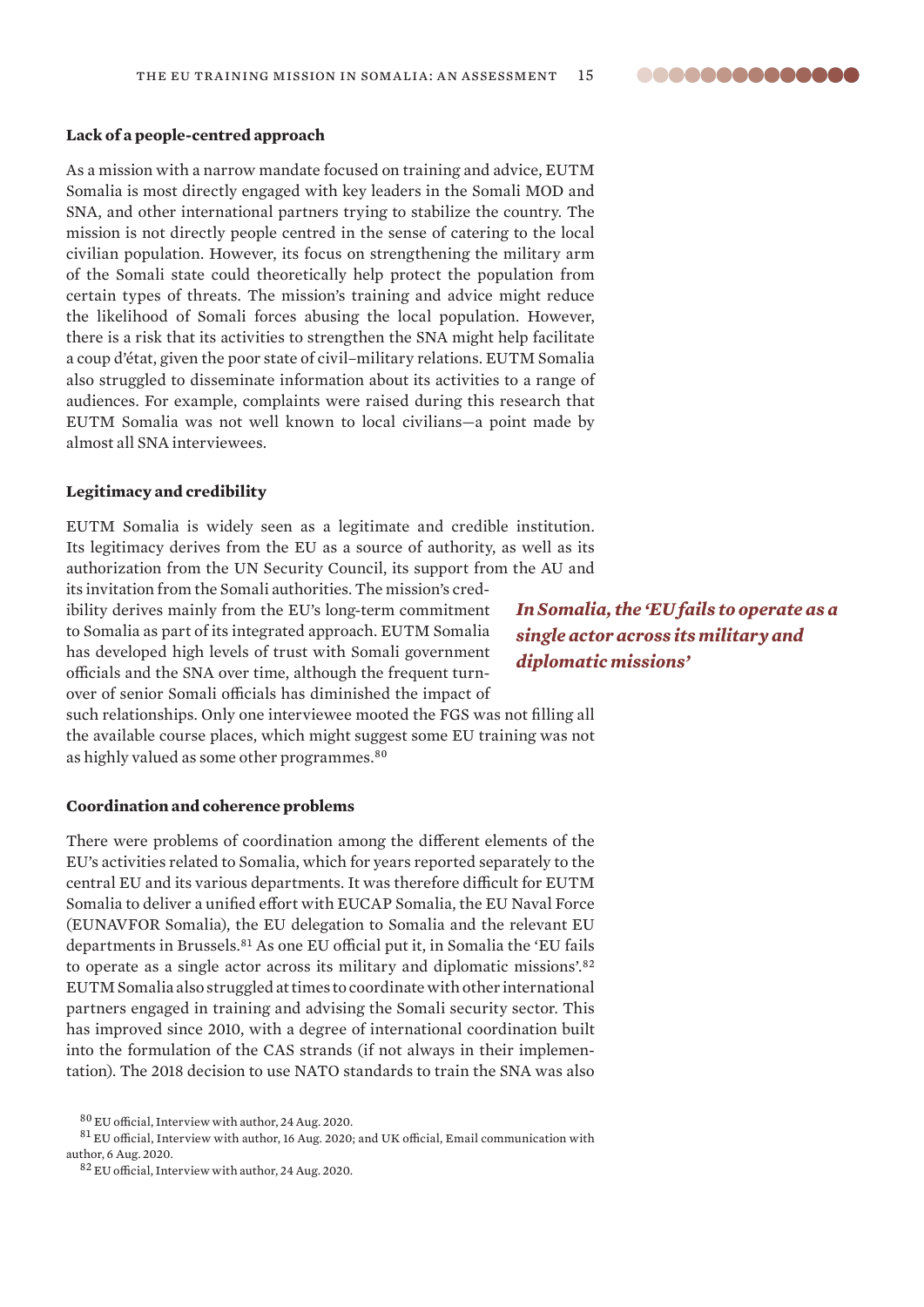**Lack of a people-centred approach**

As a mission with a narrow mandate focused on training and advice, EUTM Somalia is most directly engaged with key leaders in the Somali MOD and SNA, and other international partners trying to stabilize the country. The mission is not directly people centred in the sense of catering to the local civilian population. However, its focus on strengthening the military arm of the Somali state could theoretically help protect the population from certain types of threats. The mission's training and advice might reduce the likelihood of Somali forces abusing the local population. However, there is a risk that its activities to strengthen the SNA might help facilitate a coup d'état, given the poor state of civil–military relations. EUTM Somalia also struggled to disseminate information about its activities to a range of audiences. For example, complaints were raised during this research that EUTM Somalia was not well known to local civilians—a point made by almost all SNA interviewees.

**Legitimacy and credibility**

EUTM Somalia is widely seen as a legitimate and credible institution. Its legitimacy derives from the EU as a source of authority, as well as its authorization from the UN Security Council, its support from the AU and its invitation from the Somali authorities. The mission's credibility derives mainly from the EU's long-term commitment to Somalia as part of its integrated approach. EUTM Somalia has developed high levels of trust with Somali government officials and the SNA over time, although the frequent turnover of senior Somali officials has diminished the impact of such relationships. Only one interviewee mooted the FGS was not filling all the available course places, which might suggest some EU training was not as highly valued as some other programmes.[80]

*In Somalia, the 'EU fails to operate as a single actor across its military and diplomatic missions'*

**Coordination and coherence problems**

There were problems of coordination among the different elements of the EU's activities related to Somalia, which for years reported separately to the central EU and its various departments. It was therefore difficult for EUTM Somalia to deliver a unified effort with EUCAP Somalia, the EU Naval Force (EUNAVFOR Somalia), the EU delegation to Somalia and the relevant EU departments in Brussels.[81] As one EU official put it, in Somalia the 'EU fails to operate as a single actor across its military and diplomatic missions'.[82] EUTM Somalia also struggled at times to coordinate with other international partners engaged in training and advising the Somali security sector. This has improved since 2010, with a degree of international coordination built into the formulation of the CAS strands (if not always in their implementation). The 2018 decision to use NATO standards to train the SNA was also

[80] EU official, Interview with author, 24 Aug. 2020.

[81] EU official, Interview with author, 16 Aug. 2020; and UK official, Email communication with author, 6 Aug. 2020.

[82] EU official, Interview with author, 24 Aug. 2020.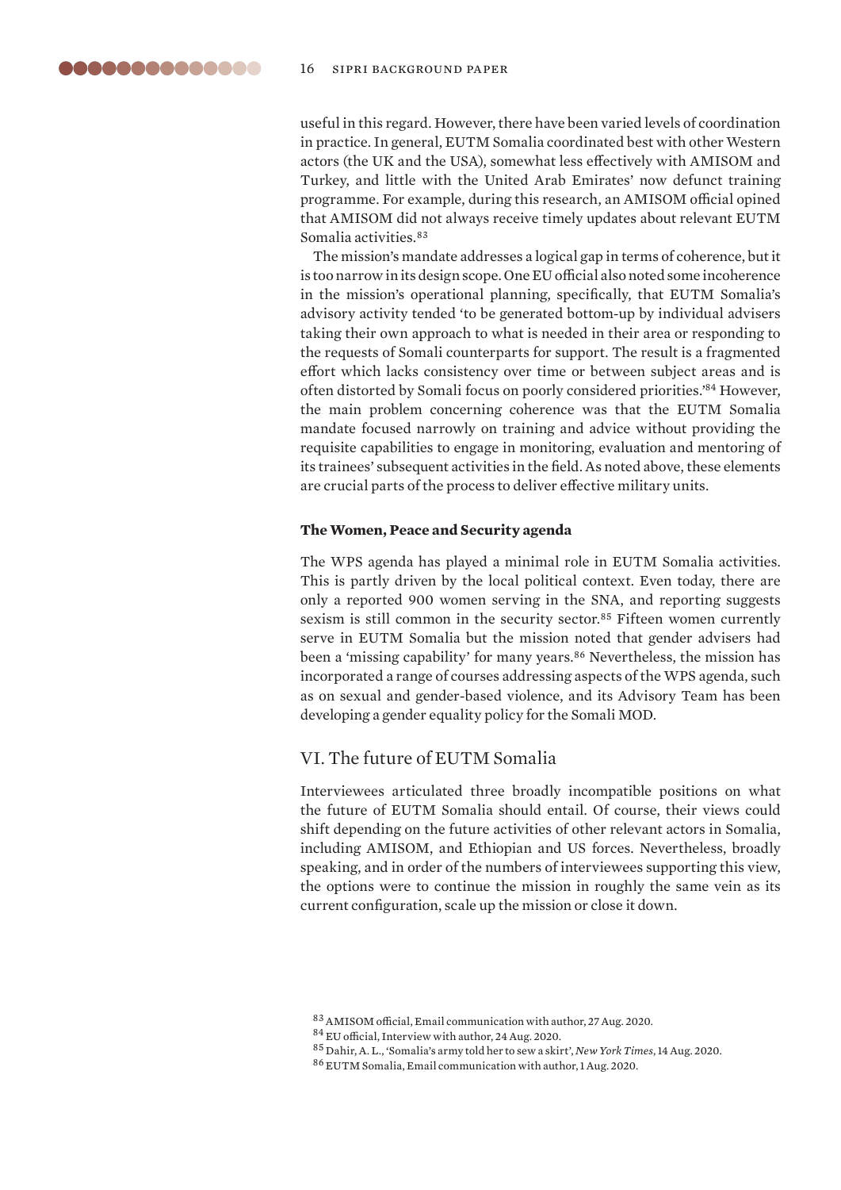useful in this regard. However, there have been varied levels of coordination in practice. In general, EUTM Somalia coordinated best with other Western actors (the UK and the USA), somewhat less effectively with AMISOM and Turkey, and little with the United Arab Emirates' now defunct training programme. For example, during this research, an AMISOM official opined that AMISOM did not always receive timely updates about relevant EUTM Somalia activities.[83]

The mission's mandate addresses a logical gap in terms of coherence, but it is too narrow in its design scope. One EU official also noted some incoherence in the mission's operational planning, specifically, that EUTM Somalia's advisory activity tended 'to be generated bottom-up by individual advisers taking their own approach to what is needed in their area or responding to the requests of Somali counterparts for support. The result is a fragmented effort which lacks consistency over time or between subject areas and is often distorted by Somali focus on poorly considered priorities.'[84] However, the main problem concerning coherence was that the EUTM Somalia mandate focused narrowly on training and advice without providing the requisite capabilities to engage in monitoring, evaluation and mentoring of its trainees' subsequent activities in the field. As noted above, these elements are crucial parts of the process to deliver effective military units.

### The Women, Peace and Security agenda

The WPS agenda has played a minimal role in EUTM Somalia activities. This is partly driven by the local political context. Even today, there are only a reported 900 women serving in the SNA, and reporting suggests sexism is still common in the security sector.[85] Fifteen women currently serve in EUTM Somalia but the mission noted that gender advisers had been a 'missing capability' for many years.[86] Nevertheless, the mission has incorporated a range of courses addressing aspects of the WPS agenda, such as on sexual and gender-based violence, and its Advisory Team has been developing a gender equality policy for the Somali MOD.

## VI. The future of EUTM Somalia

Interviewees articulated three broadly incompatible positions on what the future of EUTM Somalia should entail. Of course, their views could shift depending on the future activities of other relevant actors in Somalia, including AMISOM, and Ethiopian and US forces. Nevertheless, broadly speaking, and in order of the numbers of interviewees supporting this view, the options were to continue the mission in roughly the same vein as its current configuration, scale up the mission or close it down.

---

[83] AMISOM official, Email communication with author, 27 Aug. 2020.

[84] EU official, Interview with author, 24 Aug. 2020.

[85] Dahir, A. L., 'Somalia's army told her to sew a skirt', *New York Times*, 14 Aug. 2020.

[86] EUTM Somalia, Email communication with author, 1 Aug. 2020.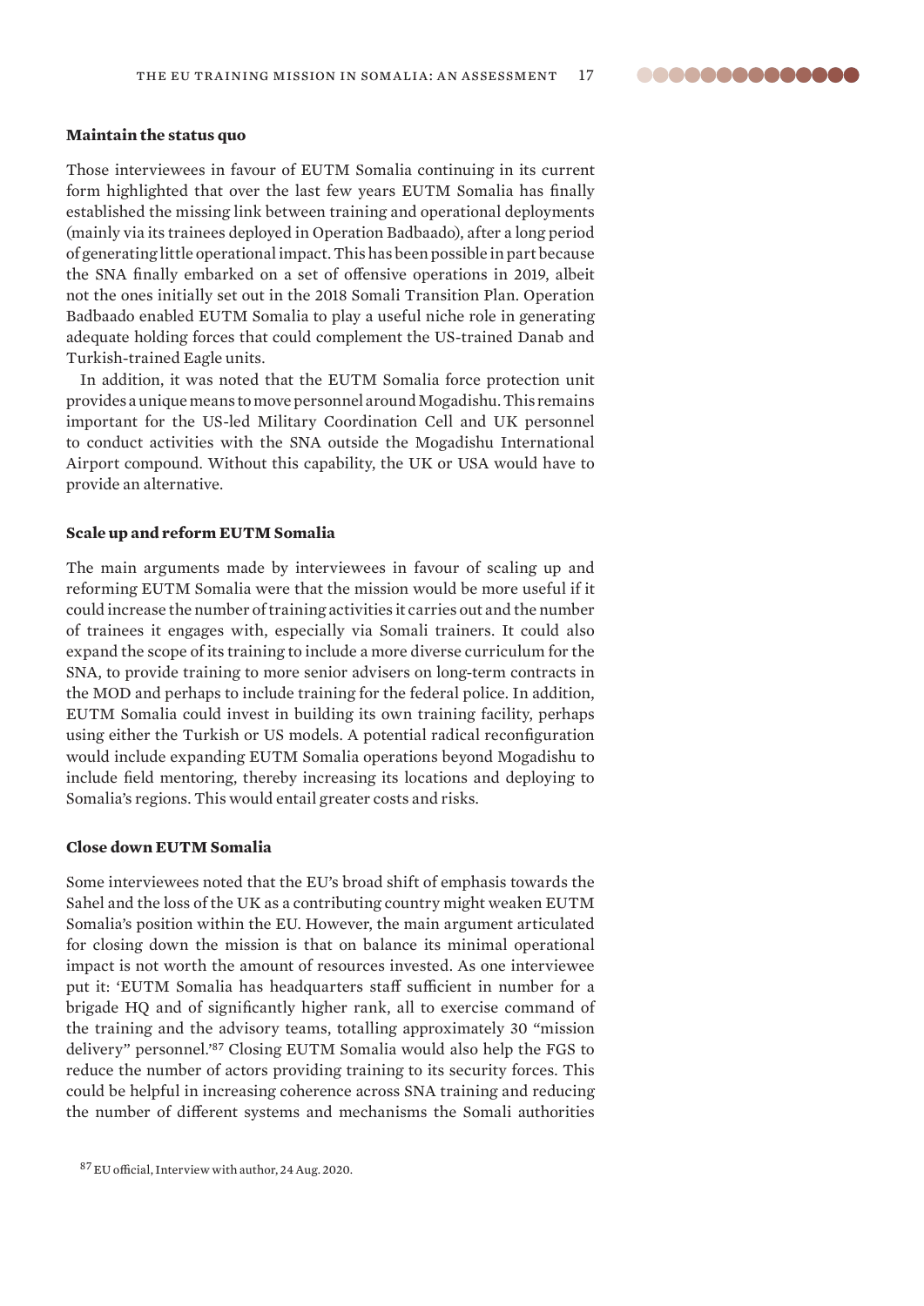### Maintain the status quo

Those interviewees in favour of EUTM Somalia continuing in its current form highlighted that over the last few years EUTM Somalia has finally established the missing link between training and operational deployments (mainly via its trainees deployed in Operation Badbaado), after a long period of generating little operational impact. This has been possible in part because the SNA finally embarked on a set of offensive operations in 2019, albeit not the ones initially set out in the 2018 Somali Transition Plan. Operation Badbaado enabled EUTM Somalia to play a useful niche role in generating adequate holding forces that could complement the US-trained Danab and Turkish-trained Eagle units.

In addition, it was noted that the EUTM Somalia force protection unit provides a unique means to move personnel around Mogadishu. This remains important for the US-led Military Coordination Cell and UK personnel to conduct activities with the SNA outside the Mogadishu International Airport compound. Without this capability, the UK or USA would have to provide an alternative.

### Scale up and reform EUTM Somalia

The main arguments made by interviewees in favour of scaling up and reforming EUTM Somalia were that the mission would be more useful if it could increase the number of training activities it carries out and the number of trainees it engages with, especially via Somali trainers. It could also expand the scope of its training to include a more diverse curriculum for the SNA, to provide training to more senior advisers on long-term contracts in the MOD and perhaps to include training for the federal police. In addition, EUTM Somalia could invest in building its own training facility, perhaps using either the Turkish or US models. A potential radical reconfiguration would include expanding EUTM Somalia operations beyond Mogadishu to include field mentoring, thereby increasing its locations and deploying to Somalia's regions. This would entail greater costs and risks.

### Close down EUTM Somalia

Some interviewees noted that the EU's broad shift of emphasis towards the Sahel and the loss of the UK as a contributing country might weaken EUTM Somalia's position within the EU. However, the main argument articulated for closing down the mission is that on balance its minimal operational impact is not worth the amount of resources invested. As one interviewee put it: 'EUTM Somalia has headquarters staff sufficient in number for a brigade HQ and of significantly higher rank, all to exercise command of the training and the advisory teams, totalling approximately 30 "mission delivery" personnel.'[87] Closing EUTM Somalia would also help the FGS to reduce the number of actors providing training to its security forces. This could be helpful in increasing coherence across SNA training and reducing the number of different systems and mechanisms the Somali authorities

[87] EU official, Interview with author, 24 Aug. 2020.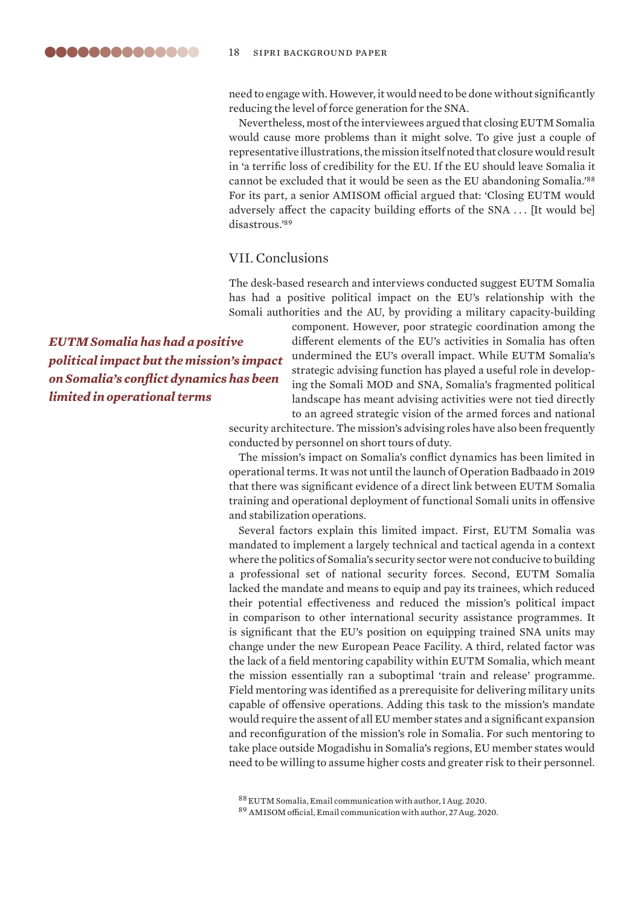need to engage with. However, it would need to be done without significantly reducing the level of force generation for the SNA.

Nevertheless, most of the interviewees argued that closing EUTM Somalia would cause more problems than it might solve. To give just a couple of representative illustrations, the mission itself noted that closure would result in 'a terrific loss of credibility for the EU. If the EU should leave Somalia it cannot be excluded that it would be seen as the EU abandoning Somalia.'[88] For its part, a senior AMISOM official argued that: 'Closing EUTM would adversely affect the capacity building efforts of the SNA . . . [It would be] disastrous.'[89]

## VII. Conclusions

The desk-based research and interviews conducted suggest EUTM Somalia has had a positive political impact on the EU's relationship with the Somali authorities and the AU, by providing a military capacity-building component. However, poor strategic coordination among the different elements of the EU's activities in Somalia has often undermined the EU's overall impact. While EUTM Somalia's strategic advising function has played a useful role in developing the Somali MOD and SNA, Somalia's fragmented political landscape has meant advising activities were not tied directly to an agreed strategic vision of the armed forces and national security architecture. The mission's advising roles have also been frequently conducted by personnel on short tours of duty.

***EUTM Somalia has had a positive political impact but the mission's impact on Somalia's conflict dynamics has been limited in operational terms***

The mission's impact on Somalia's conflict dynamics has been limited in operational terms. It was not until the launch of Operation Badbaado in 2019 that there was significant evidence of a direct link between EUTM Somalia training and operational deployment of functional Somali units in offensive and stabilization operations.

Several factors explain this limited impact. First, EUTM Somalia was mandated to implement a largely technical and tactical agenda in a context where the politics of Somalia's security sector were not conducive to building a professional set of national security forces. Second, EUTM Somalia lacked the mandate and means to equip and pay its trainees, which reduced their potential effectiveness and reduced the mission's political impact in comparison to other international security assistance programmes. It is significant that the EU's position on equipping trained SNA units may change under the new European Peace Facility. A third, related factor was the lack of a field mentoring capability within EUTM Somalia, which meant the mission essentially ran a suboptimal 'train and release' programme. Field mentoring was identified as a prerequisite for delivering military units capable of offensive operations. Adding this task to the mission's mandate would require the assent of all EU member states and a significant expansion and reconfiguration of the mission's role in Somalia. For such mentoring to take place outside Mogadishu in Somalia's regions, EU member states would need to be willing to assume higher costs and greater risk to their personnel.

[88] EUTM Somalia, Email communication with author, 1 Aug. 2020.

[89] AMISOM official, Email communication with author, 27 Aug. 2020.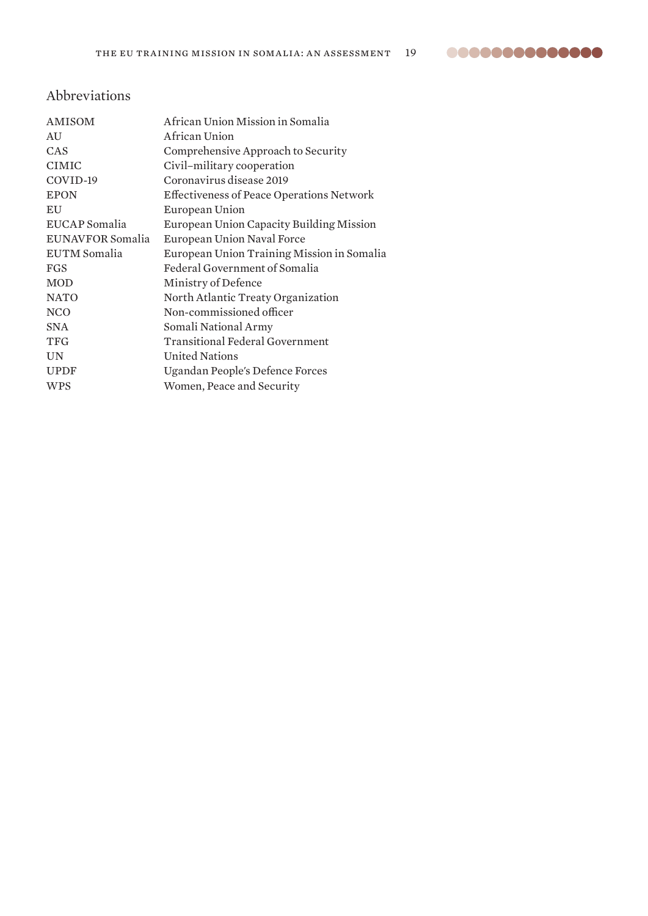## Abbreviations

| | |
|---|---|
| AMISOM | African Union Mission in Somalia |
| AU | African Union |
| CAS | Comprehensive Approach to Security |
| CIMIC | Civil–military cooperation |
| COVID-19 | Coronavirus disease 2019 |
| EPON | Effectiveness of Peace Operations Network |
| EU | European Union |
| EUCAP Somalia | European Union Capacity Building Mission |
| EUNAVFOR Somalia | European Union Naval Force |
| EUTM Somalia | European Union Training Mission in Somalia |
| FGS | Federal Government of Somalia |
| MOD | Ministry of Defence |
| NATO | North Atlantic Treaty Organization |
| NCO | Non-commissioned officer |
| SNA | Somali National Army |
| TFG | Transitional Federal Government |
| UN | United Nations |
| UPDF | Ugandan People's Defence Forces |
| WPS | Women, Peace and Security |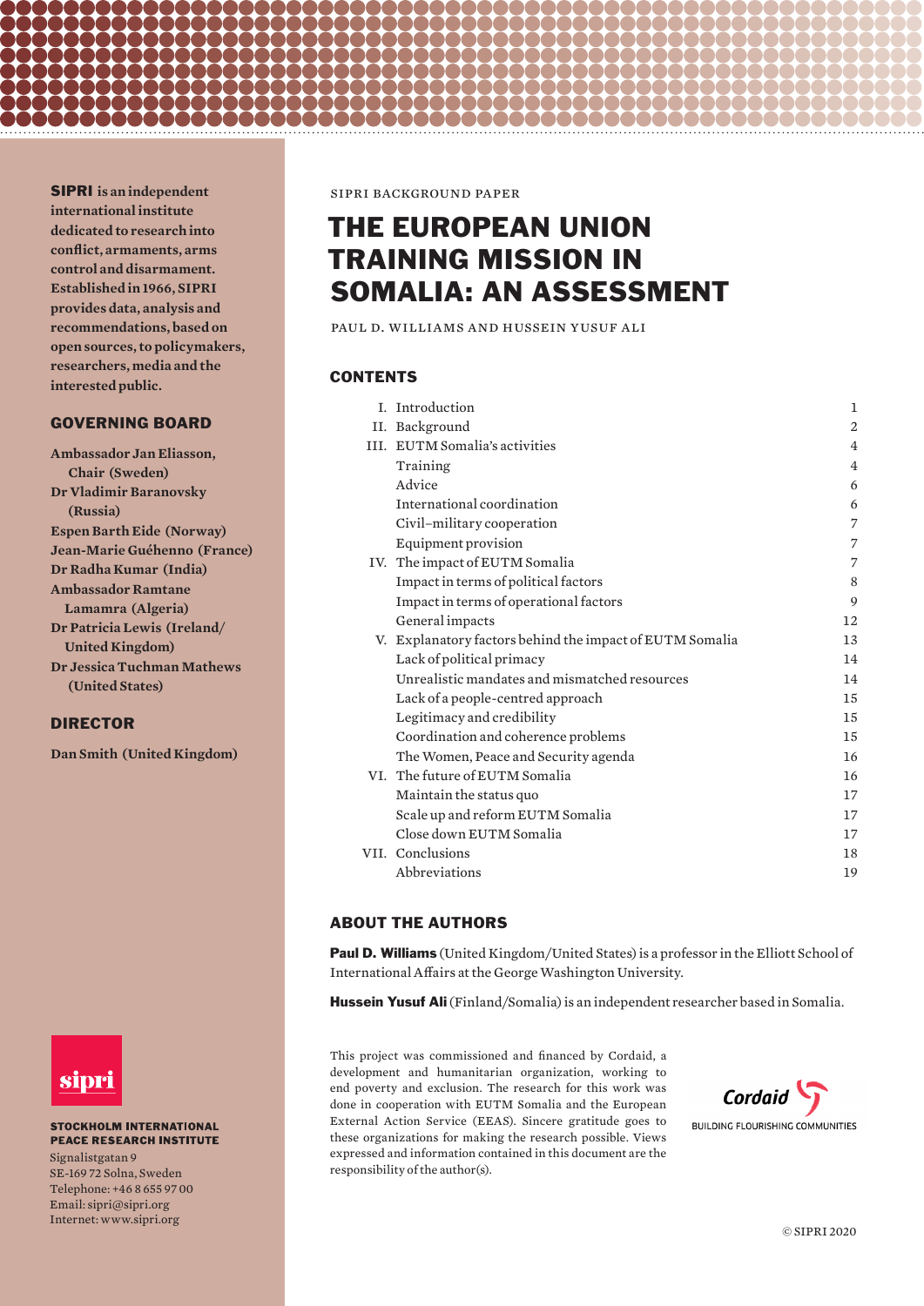**SIPRI** is an independent international institute dedicated to research into conflict, armaments, arms control and disarmament. Established in 1966, SIPRI provides data, analysis and recommendations, based on open sources, to policymakers, researchers, media and the interested public.

## GOVERNING BOARD

Ambassador Jan Eliasson, Chair (Sweden)
Dr Vladimir Baranovsky (Russia)
Espen Barth Eide (Norway)
Jean-Marie Guéhenno (France)
Dr Radha Kumar (India)
Ambassador Ramtane Lamamra (Algeria)
Dr Patricia Lewis (Ireland/United Kingdom)
Dr Jessica Tuchman Mathews (United States)

## DIRECTOR

Dan Smith (United Kingdom)

**STOCKHOLM INTERNATIONAL PEACE RESEARCH INSTITUTE**
Signalistgatan 9
SE-169 72 Solna, Sweden
Telephone: +46 8 655 97 00
Email: sipri@sipri.org
Internet: www.sipri.org

SIPRI BACKGROUND PAPER

# THE EUROPEAN UNION TRAINING MISSION IN SOMALIA: AN ASSESSMENT

PAUL D. WILLIAMS AND HUSSEIN YUSUF ALI

## CONTENTS

| | | |
|---|---|---|
| I. | Introduction | 1 |
| II. | Background | 2 |
| III. | EUTM Somalia's activities | 4 |
| | Training | 4 |
| | Advice | 6 |
| | International coordination | 6 |
| | Civil–military cooperation | 7 |
| | Equipment provision | 7 |
| IV. | The impact of EUTM Somalia | 7 |
| | Impact in terms of political factors | 8 |
| | Impact in terms of operational factors | 9 |
| | General impacts | 12 |
| V. | Explanatory factors behind the impact of EUTM Somalia | 13 |
| | Lack of political primacy | 14 |
| | Unrealistic mandates and mismatched resources | 14 |
| | Lack of a people-centred approach | 15 |
| | Legitimacy and credibility | 15 |
| | Coordination and coherence problems | 15 |
| | The Women, Peace and Security agenda | 16 |
| VI. | The future of EUTM Somalia | 16 |
| | Maintain the status quo | 17 |
| | Scale up and reform EUTM Somalia | 17 |
| | Close down EUTM Somalia | 17 |
| VII. | Conclusions | 18 |
| | Abbreviations | 19 |

## ABOUT THE AUTHORS

**Paul D. Williams** (United Kingdom/United States) is a professor in the Elliott School of International Affairs at the George Washington University.

**Hussein Yusuf Ali** (Finland/Somalia) is an independent researcher based in Somalia.

This project was commissioned and financed by Cordaid, a development and humanitarian organization, working to end poverty and exclusion. The research for this work was done in cooperation with EUTM Somalia and the European External Action Service (EEAS). Sincere gratitude goes to these organizations for making the research possible. Views expressed and information contained in this document are the responsibility of the author(s).

Cordaid
BUILDING FLOURISHING COMMUNITIES

© SIPRI 2020